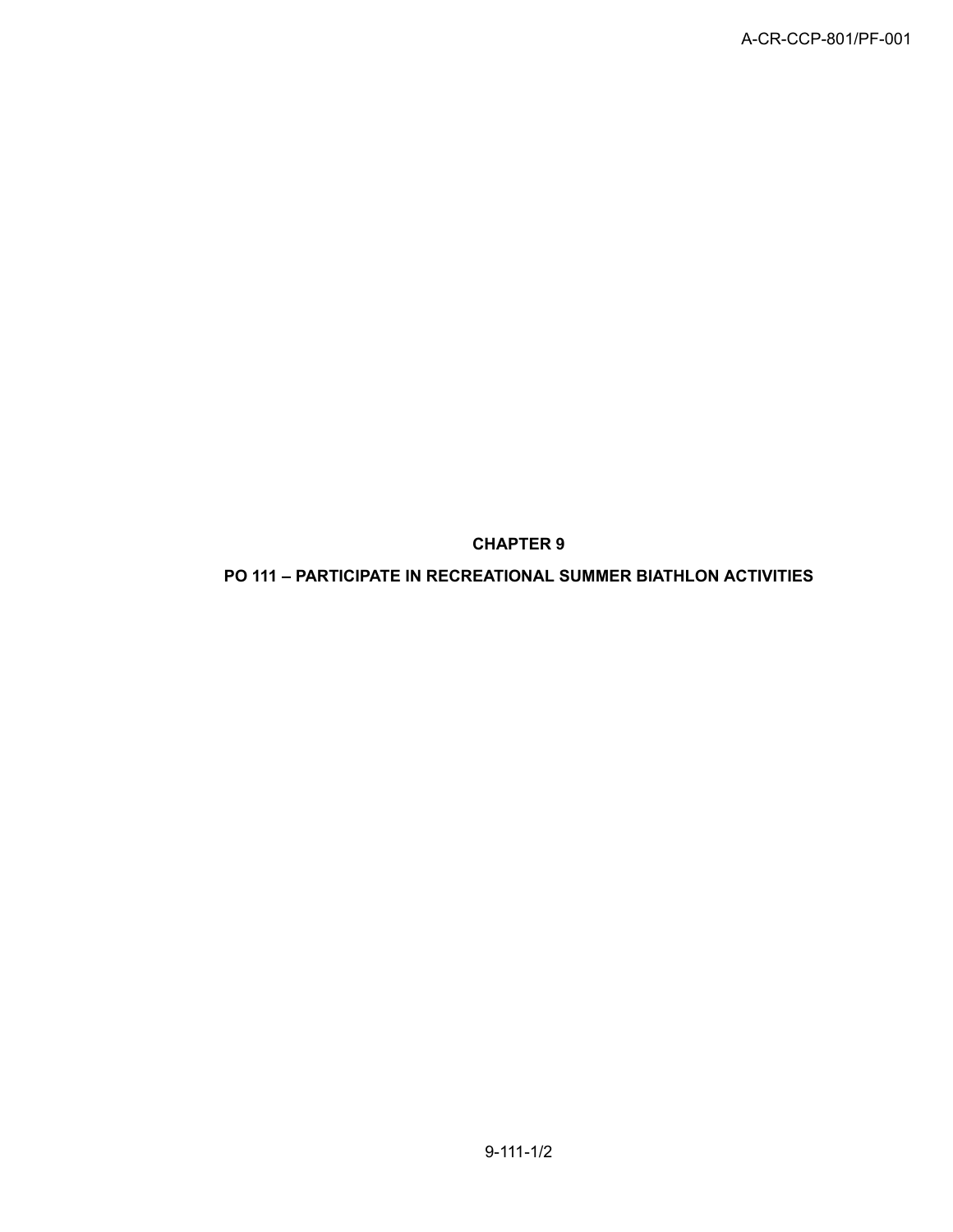# CHAPTER 9

# PO 111 – PARTICIPATE IN RECREATIONAL SUMMER BIATHLON ACTIVITIES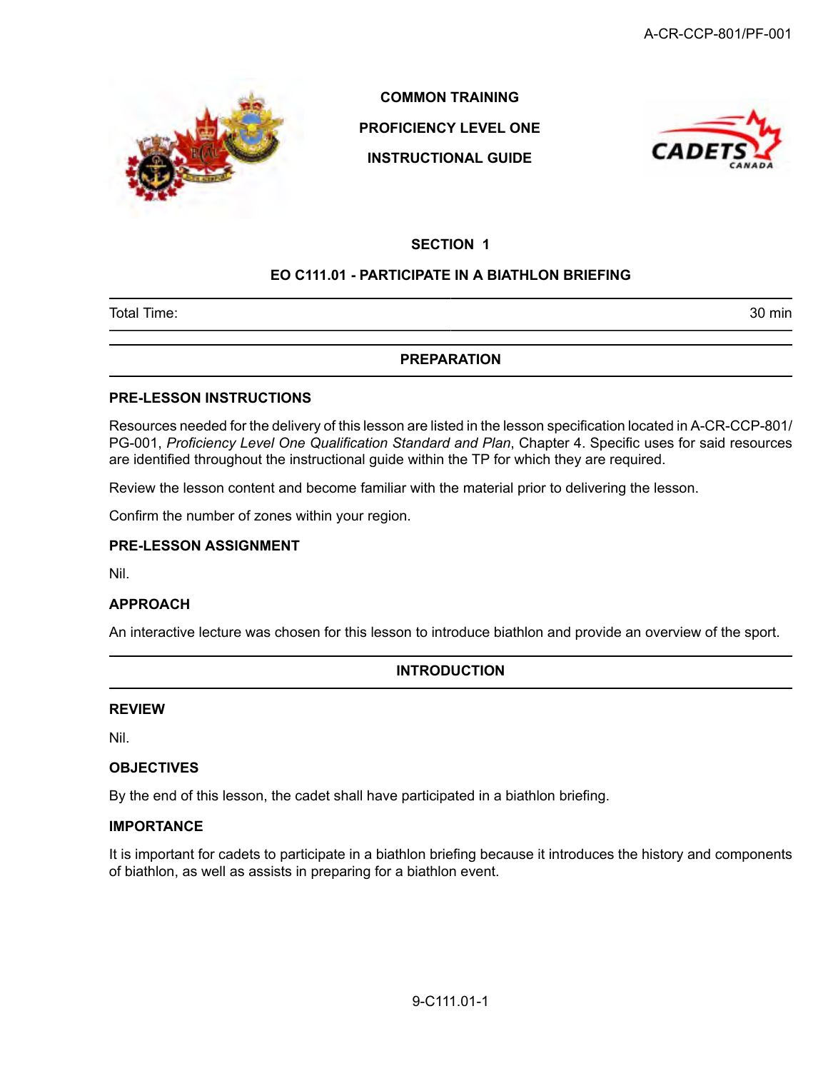COMMON TRAINING

PROFICIENCY LEVEL ONE

INSTRUCTIONAL GUIDE

## SECTION 1

## EO C111.01 - PARTICIPATE IN A BIATHLON BRIEFING

| Total Time: | 30 min |
|---|---|

## PREPARATION

### PRE-LESSON INSTRUCTIONS

Resources needed for the delivery of this lesson are listed in the lesson specification located in A-CR-CCP-801/PG-001, *Proficiency Level One Qualification Standard and Plan*, Chapter 4. Specific uses for said resources are identified throughout the instructional guide within the TP for which they are required.

Review the lesson content and become familiar with the material prior to delivering the lesson.

Confirm the number of zones within your region.

### PRE-LESSON ASSIGNMENT

Nil.

### APPROACH

An interactive lecture was chosen for this lesson to introduce biathlon and provide an overview of the sport.

## INTRODUCTION

### REVIEW

Nil.

### OBJECTIVES

By the end of this lesson, the cadet shall have participated in a biathlon briefing.

### IMPORTANCE

It is important for cadets to participate in a biathlon briefing because it introduces the history and components of biathlon, as well as assists in preparing for a biathlon event.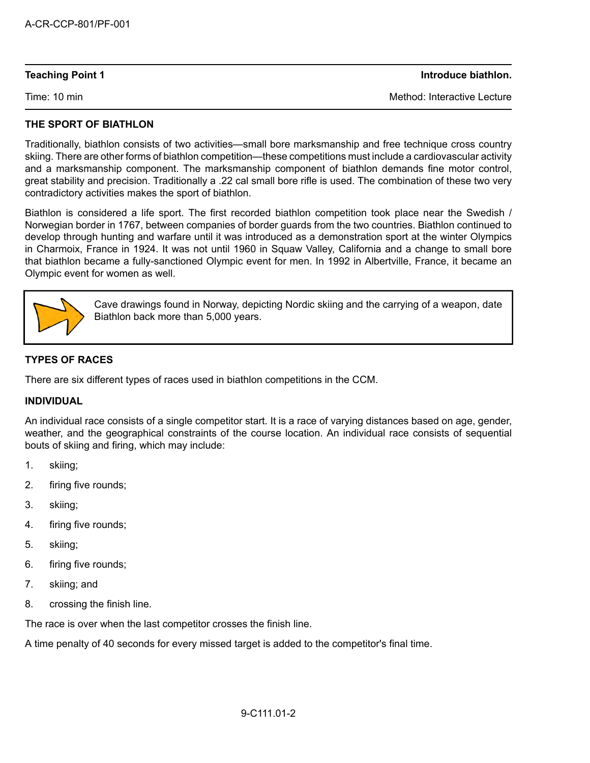**Teaching Point 1** | **Introduce biathlon.**

Time: 10 min | Method: Interactive Lecture

## THE SPORT OF BIATHLON

Traditionally, biathlon consists of two activities—small bore marksmanship and free technique cross country skiing. There are other forms of biathlon competition—these competitions must include a cardiovascular activity and a marksmanship component. The marksmanship component of biathlon demands fine motor control, great stability and precision. Traditionally a .22 cal small bore rifle is used. The combination of these two very contradictory activities makes the sport of biathlon.

Biathlon is considered a life sport. The first recorded biathlon competition took place near the Swedish / Norwegian border in 1767, between companies of border guards from the two countries. Biathlon continued to develop through hunting and warfare until it was introduced as a demonstration sport at the winter Olympics in Charmoix, France in 1924. It was not until 1960 in Squaw Valley, California and a change to small bore that biathlon became a fully-sanctioned Olympic event for men. In 1992 in Albertville, France, it became an Olympic event for women as well.

> Cave drawings found in Norway, depicting Nordic skiing and the carrying of a weapon, date Biathlon back more than 5,000 years.

## TYPES OF RACES

There are six different types of races used in biathlon competitions in the CCM.

### INDIVIDUAL

An individual race consists of a single competitor start. It is a race of varying distances based on age, gender, weather, and the geographical constraints of the course location. An individual race consists of sequential bouts of skiing and firing, which may include:

1. skiing;
2. firing five rounds;
3. skiing;
4. firing five rounds;
5. skiing;
6. firing five rounds;
7. skiing; and
8. crossing the finish line.

The race is over when the last competitor crosses the finish line.

A time penalty of 40 seconds for every missed target is added to the competitor's final time.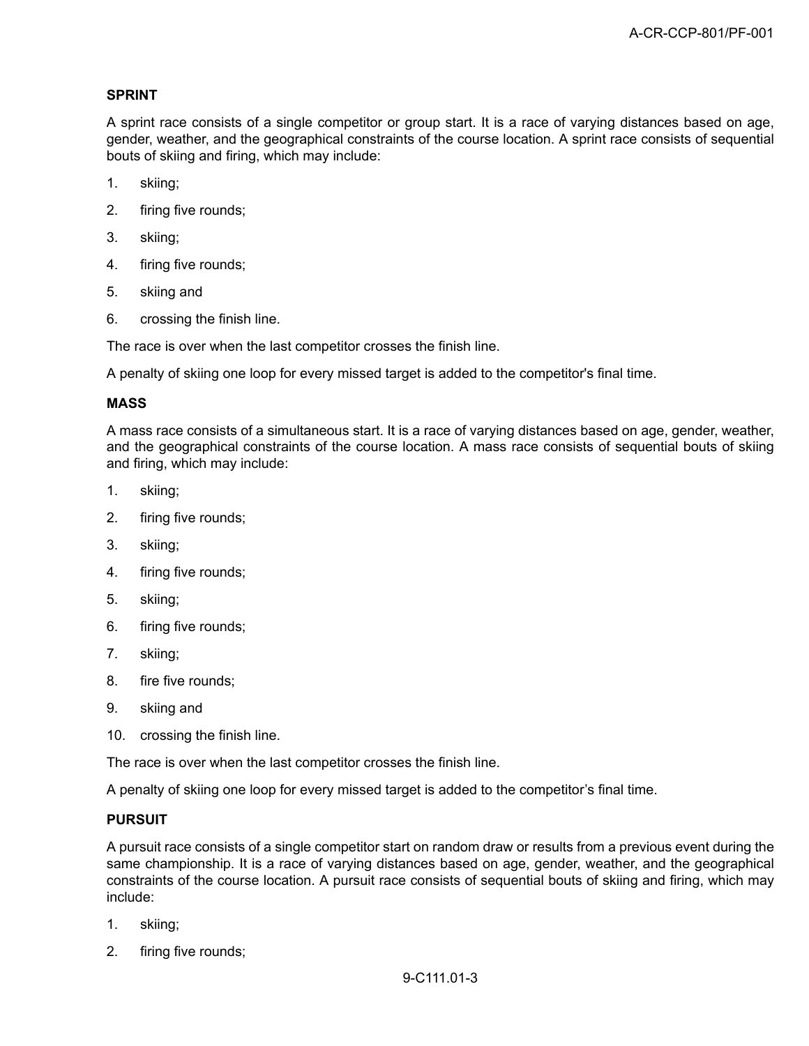**SPRINT**

A sprint race consists of a single competitor or group start. It is a race of varying distances based on age, gender, weather, and the geographical constraints of the course location. A sprint race consists of sequential bouts of skiing and firing, which may include:

1. skiing;
2. firing five rounds;
3. skiing;
4. firing five rounds;
5. skiing and
6. crossing the finish line.

The race is over when the last competitor crosses the finish line.

A penalty of skiing one loop for every missed target is added to the competitor's final time.

**MASS**

A mass race consists of a simultaneous start. It is a race of varying distances based on age, gender, weather, and the geographical constraints of the course location. A mass race consists of sequential bouts of skiing and firing, which may include:

1. skiing;
2. firing five rounds;
3. skiing;
4. firing five rounds;
5. skiing;
6. firing five rounds;
7. skiing;
8. fire five rounds;
9. skiing and
10. crossing the finish line.

The race is over when the last competitor crosses the finish line.

A penalty of skiing one loop for every missed target is added to the competitor's final time.

**PURSUIT**

A pursuit race consists of a single competitor start on random draw or results from a previous event during the same championship. It is a race of varying distances based on age, gender, weather, and the geographical constraints of the course location. A pursuit race consists of sequential bouts of skiing and firing, which may include:

1. skiing;
2. firing five rounds;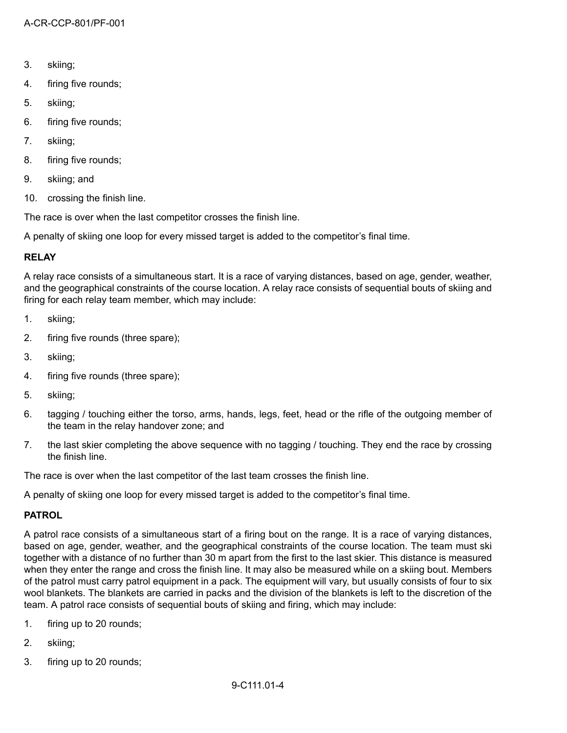3. skiing;
4. firing five rounds;
5. skiing;
6. firing five rounds;
7. skiing;
8. firing five rounds;
9. skiing; and
10. crossing the finish line.

The race is over when the last competitor crosses the finish line.

A penalty of skiing one loop for every missed target is added to the competitor's final time.

**RELAY**

A relay race consists of a simultaneous start. It is a race of varying distances, based on age, gender, weather, and the geographical constraints of the course location. A relay race consists of sequential bouts of skiing and firing for each relay team member, which may include:

1. skiing;
2. firing five rounds (three spare);
3. skiing;
4. firing five rounds (three spare);
5. skiing;
6. tagging / touching either the torso, arms, hands, legs, feet, head or the rifle of the outgoing member of the team in the relay handover zone; and
7. the last skier completing the above sequence with no tagging / touching. They end the race by crossing the finish line.

The race is over when the last competitor of the last team crosses the finish line.

A penalty of skiing one loop for every missed target is added to the competitor's final time.

**PATROL**

A patrol race consists of a simultaneous start of a firing bout on the range. It is a race of varying distances, based on age, gender, weather, and the geographical constraints of the course location. The team must ski together with a distance of no further than 30 m apart from the first to the last skier. This distance is measured when they enter the range and cross the finish line. It may also be measured while on a skiing bout. Members of the patrol must carry patrol equipment in a pack. The equipment will vary, but usually consists of four to six wool blankets. The blankets are carried in packs and the division of the blankets is left to the discretion of the team. A patrol race consists of sequential bouts of skiing and firing, which may include:

1. firing up to 20 rounds;
2. skiing;
3. firing up to 20 rounds;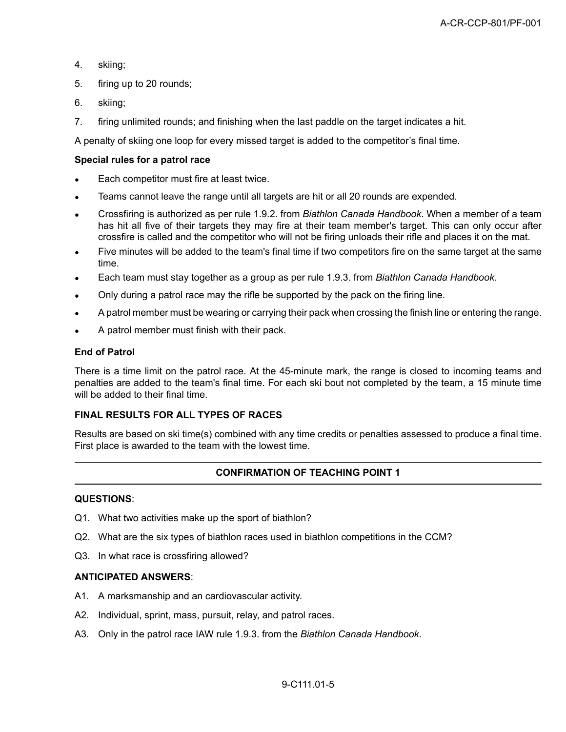4. skiing;
5. firing up to 20 rounds;
6. skiing;
7. firing unlimited rounds; and finishing when the last paddle on the target indicates a hit.

A penalty of skiing one loop for every missed target is added to the competitor's final time.

**Special rules for a patrol race**

- Each competitor must fire at least twice.
- Teams cannot leave the range until all targets are hit or all 20 rounds are expended.
- Crossfiring is authorized as per rule 1.9.2. from *Biathlon Canada Handbook*. When a member of a team has hit all five of their targets they may fire at their team member's target. This can only occur after crossfire is called and the competitor who will not be firing unloads their rifle and places it on the mat.
- Five minutes will be added to the team's final time if two competitors fire on the same target at the same time.
- Each team must stay together as a group as per rule 1.9.3. from *Biathlon Canada Handbook*.
- Only during a patrol race may the rifle be supported by the pack on the firing line.
- A patrol member must be wearing or carrying their pack when crossing the finish line or entering the range.
- A patrol member must finish with their pack.

**End of Patrol**

There is a time limit on the patrol race. At the 45-minute mark, the range is closed to incoming teams and penalties are added to the team's final time. For each ski bout not completed by the team, a 15 minute time will be added to their final time.

**FINAL RESULTS FOR ALL TYPES OF RACES**

Results are based on ski time(s) combined with any time credits or penalties assessed to produce a final time. First place is awarded to the team with the lowest time.

---

**CONFIRMATION OF TEACHING POINT 1**

---

**QUESTIONS**:

Q1. What two activities make up the sport of biathlon?

Q2. What are the six types of biathlon races used in biathlon competitions in the CCM?

Q3. In what race is crossfiring allowed?

**ANTICIPATED ANSWERS**:

A1. A marksmanship and an cardiovascular activity.

A2. Individual, sprint, mass, pursuit, relay, and patrol races.

A3. Only in the patrol race IAW rule 1.9.3. from the *Biathlon Canada Handbook*.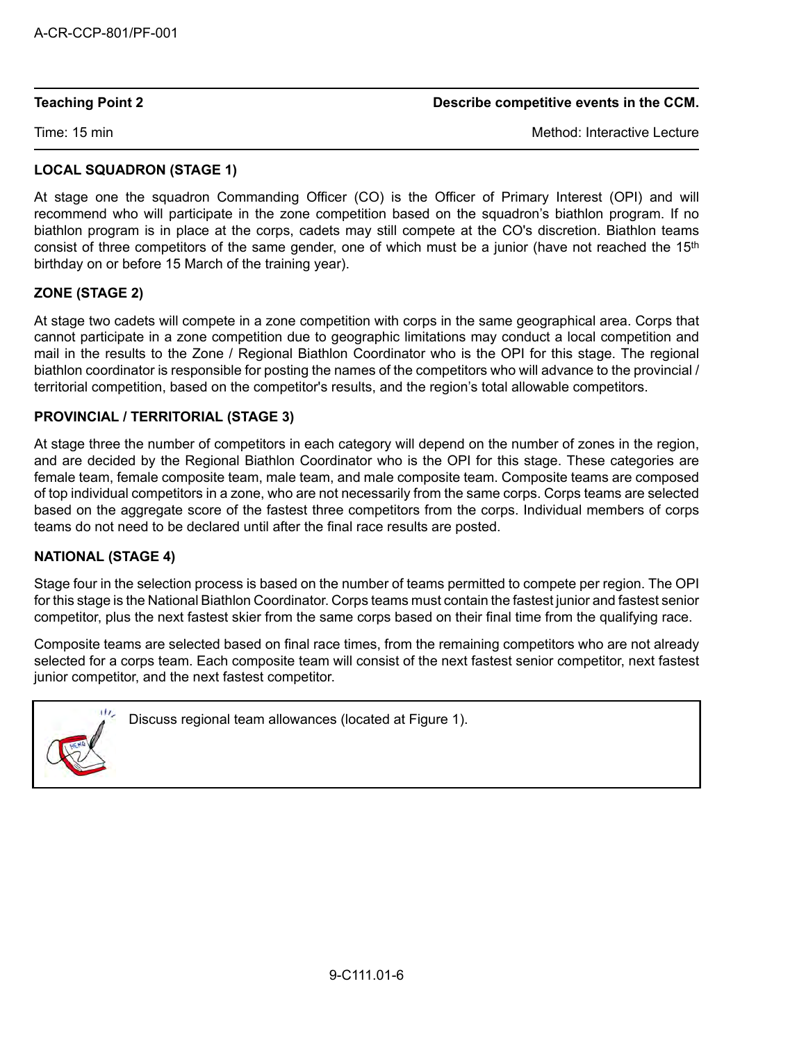**Teaching Point 2** **Describe competitive events in the CCM.**

Time: 15 min Method: Interactive Lecture

**LOCAL SQUADRON (STAGE 1)**

At stage one the squadron Commanding Officer (CO) is the Officer of Primary Interest (OPI) and will recommend who will participate in the zone competition based on the squadron's biathlon program. If no biathlon program is in place at the corps, cadets may still compete at the CO's discretion. Biathlon teams consist of three competitors of the same gender, one of which must be a junior (have not reached the 15th birthday on or before 15 March of the training year).

**ZONE (STAGE 2)**

At stage two cadets will compete in a zone competition with corps in the same geographical area. Corps that cannot participate in a zone competition due to geographic limitations may conduct a local competition and mail in the results to the Zone / Regional Biathlon Coordinator who is the OPI for this stage. The regional biathlon coordinator is responsible for posting the names of the competitors who will advance to the provincial / territorial competition, based on the competitor's results, and the region's total allowable competitors.

**PROVINCIAL / TERRITORIAL (STAGE 3)**

At stage three the number of competitors in each category will depend on the number of zones in the region, and are decided by the Regional Biathlon Coordinator who is the OPI for this stage. These categories are female team, female composite team, male team, and male composite team. Composite teams are composed of top individual competitors in a zone, who are not necessarily from the same corps. Corps teams are selected based on the aggregate score of the fastest three competitors from the corps. Individual members of corps teams do not need to be declared until after the final race results are posted.

**NATIONAL (STAGE 4)**

Stage four in the selection process is based on the number of teams permitted to compete per region. The OPI for this stage is the National Biathlon Coordinator. Corps teams must contain the fastest junior and fastest senior competitor, plus the next fastest skier from the same corps based on their final time from the qualifying race.

Composite teams are selected based on final race times, from the remaining competitors who are not already selected for a corps team. Each composite team will consist of the next fastest senior competitor, next fastest junior competitor, and the next fastest competitor.

Discuss regional team allowances (located at Figure 1).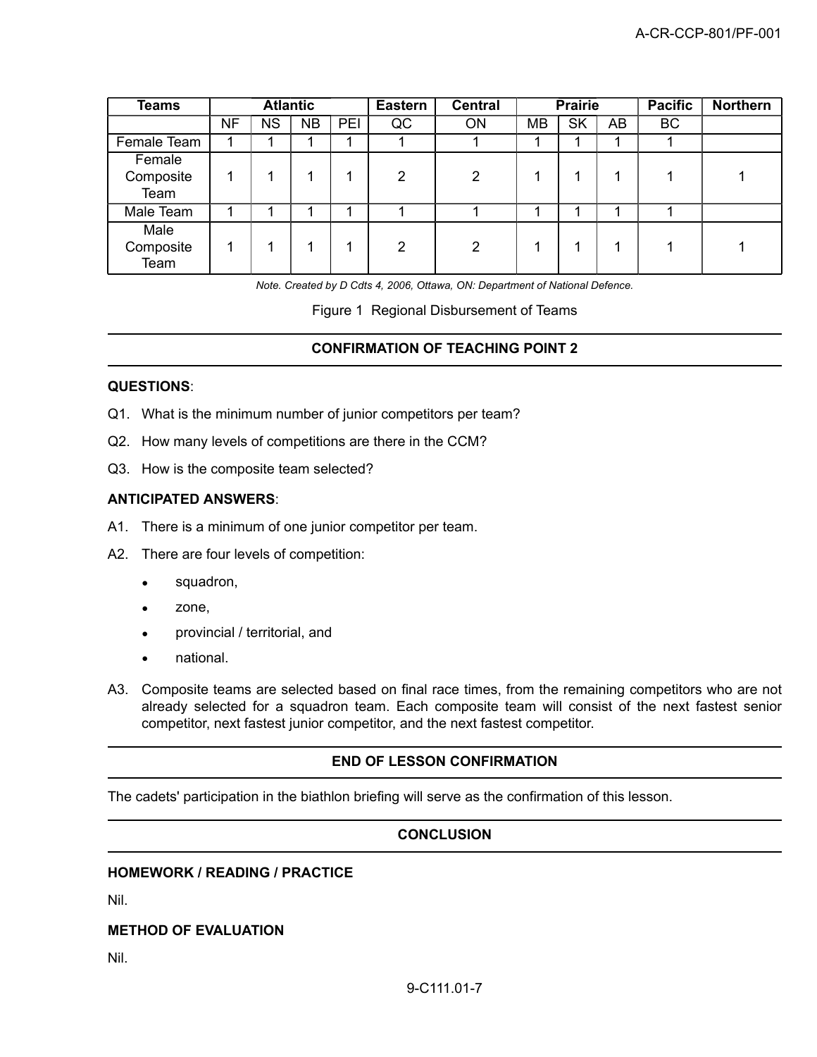| Teams | Atlantic | | | | Eastern | Central | Prairie | | | Pacific | Northern |
|---|---|---|---|---|---|---|---|---|---|---|---|
| | NF | NS | NB | PEI | QC | ON | MB | SK | AB | BC | |
| Female Team | 1 | 1 | 1 | 1 | 1 | 1 | 1 | 1 | 1 | 1 | |
| Female Composite Team | 1 | 1 | 1 | 1 | 2 | 2 | 1 | 1 | 1 | 1 | 1 |
| Male Team | 1 | 1 | 1 | 1 | 1 | 1 | 1 | 1 | 1 | 1 | |
| Male Composite Team | 1 | 1 | 1 | 1 | 2 | 2 | 1 | 1 | 1 | 1 | 1 |

*Note. Created by D Cdts 4, 2006, Ottawa, ON: Department of National Defence.*

Figure 1 Regional Disbursement of Teams

## CONFIRMATION OF TEACHING POINT 2

**QUESTIONS**:

Q1. What is the minimum number of junior competitors per team?

Q2. How many levels of competitions are there in the CCM?

Q3. How is the composite team selected?

**ANTICIPATED ANSWERS**:

A1. There is a minimum of one junior competitor per team.

A2. There are four levels of competition:

- squadron,
- zone,
- provincial / territorial, and
- national.

A3. Composite teams are selected based on final race times, from the remaining competitors who are not already selected for a squadron team. Each composite team will consist of the next fastest senior competitor, next fastest junior competitor, and the next fastest competitor.

## END OF LESSON CONFIRMATION

The cadets' participation in the biathlon briefing will serve as the confirmation of this lesson.

## CONCLUSION

**HOMEWORK / READING / PRACTICE**

Nil.

**METHOD OF EVALUATION**

Nil.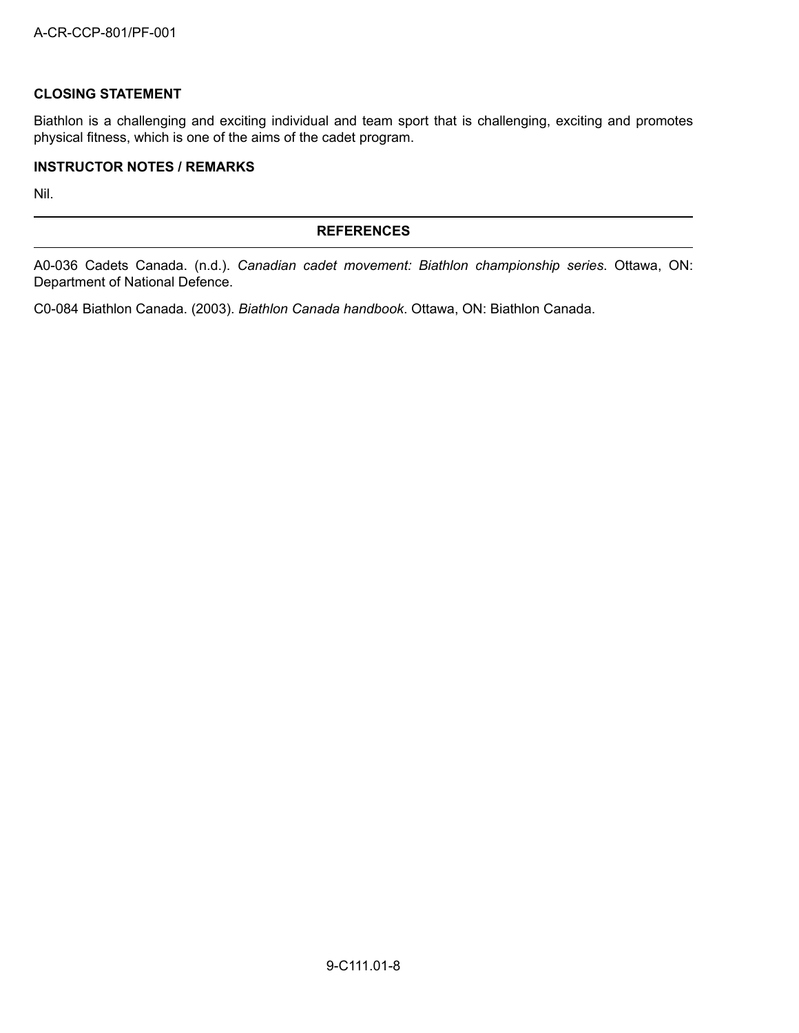### CLOSING STATEMENT

Biathlon is a challenging and exciting individual and team sport that is challenging, exciting and promotes physical fitness, which is one of the aims of the cadet program.

### INSTRUCTOR NOTES / REMARKS

Nil.

## REFERENCES

A0-036 Cadets Canada. (n.d.). *Canadian cadet movement: Biathlon championship series*. Ottawa, ON: Department of National Defence.

C0-084 Biathlon Canada. (2003). *Biathlon Canada handbook*. Ottawa, ON: Biathlon Canada.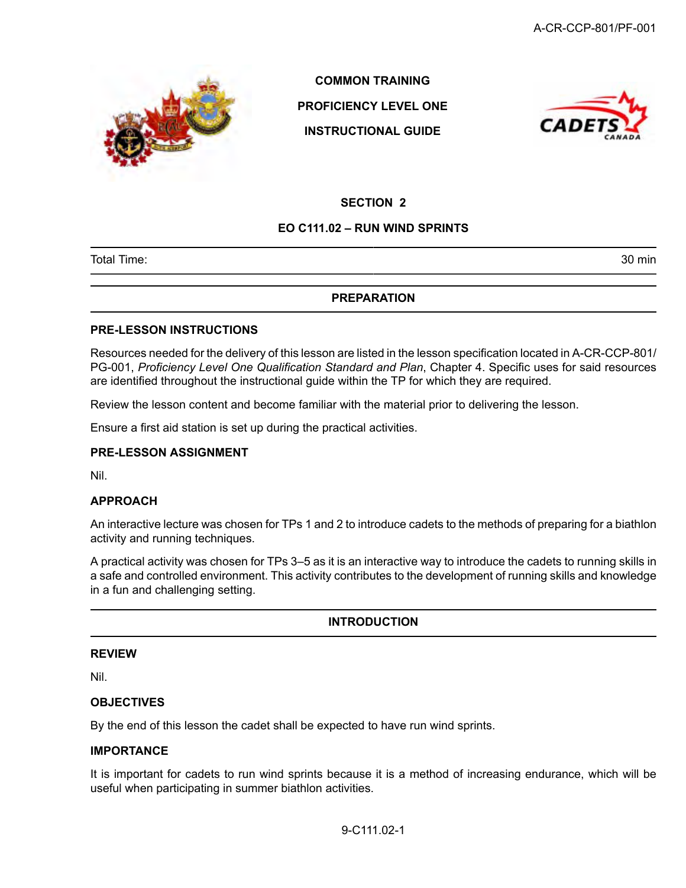COMMON TRAINING

PROFICIENCY LEVEL ONE

INSTRUCTIONAL GUIDE

## SECTION 2

## EO C111.02 – RUN WIND SPRINTS

| Total Time: | 30 min |
|---|---|

## PREPARATION

### PRE-LESSON INSTRUCTIONS

Resources needed for the delivery of this lesson are listed in the lesson specification located in A-CR-CCP-801/PG-001, *Proficiency Level One Qualification Standard and Plan*, Chapter 4. Specific uses for said resources are identified throughout the instructional guide within the TP for which they are required.

Review the lesson content and become familiar with the material prior to delivering the lesson.

Ensure a first aid station is set up during the practical activities.

### PRE-LESSON ASSIGNMENT

Nil.

### APPROACH

An interactive lecture was chosen for TPs 1 and 2 to introduce cadets to the methods of preparing for a biathlon activity and running techniques.

A practical activity was chosen for TPs 3–5 as it is an interactive way to introduce the cadets to running skills in a safe and controlled environment. This activity contributes to the development of running skills and knowledge in a fun and challenging setting.

## INTRODUCTION

### REVIEW

Nil.

### OBJECTIVES

By the end of this lesson the cadet shall be expected to have run wind sprints.

### IMPORTANCE

It is important for cadets to run wind sprints because it is a method of increasing endurance, which will be useful when participating in summer biathlon activities.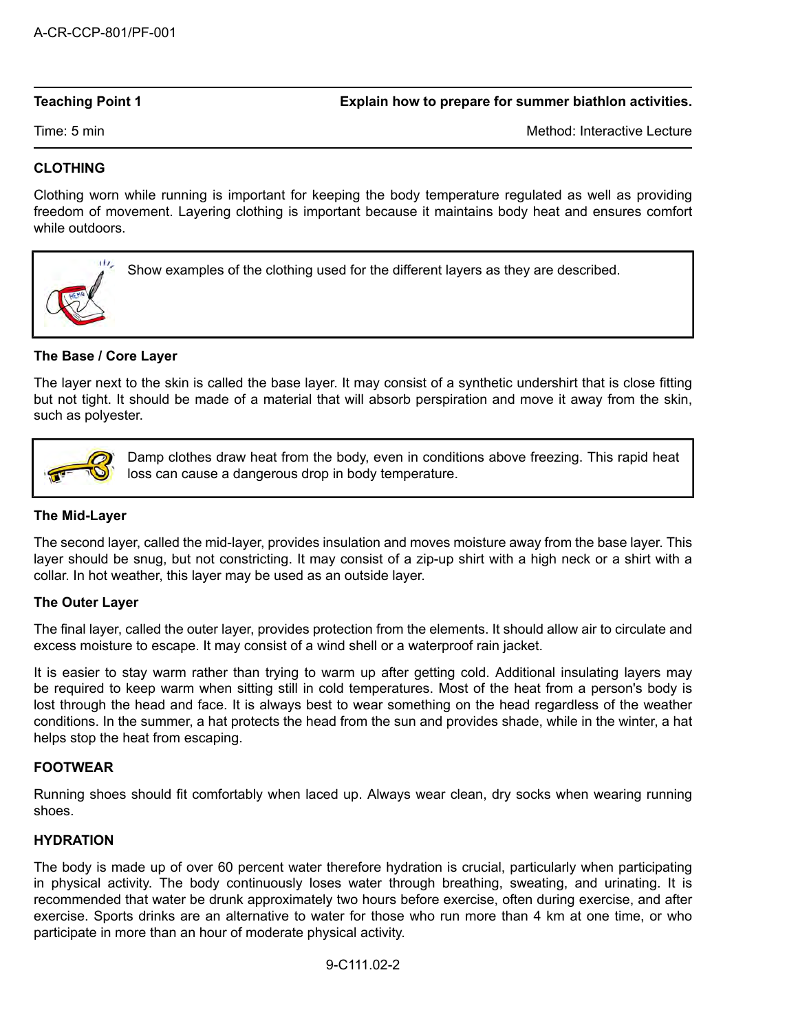| Teaching Point 1 | Explain how to prepare for summer biathlon activities. |
| --- | --- |
| Time: 5 min | Method: Interactive Lecture |

## CLOTHING

Clothing worn while running is important for keeping the body temperature regulated as well as providing freedom of movement. Layering clothing is important because it maintains body heat and ensures comfort while outdoors.

> Show examples of the clothing used for the different layers as they are described.

### The Base / Core Layer

The layer next to the skin is called the base layer. It may consist of a synthetic undershirt that is close fitting but not tight. It should be made of a material that will absorb perspiration and move it away from the skin, such as polyester.

> Damp clothes draw heat from the body, even in conditions above freezing. This rapid heat loss can cause a dangerous drop in body temperature.

### The Mid-Layer

The second layer, called the mid-layer, provides insulation and moves moisture away from the base layer. This layer should be snug, but not constricting. It may consist of a zip-up shirt with a high neck or a shirt with a collar. In hot weather, this layer may be used as an outside layer.

### The Outer Layer

The final layer, called the outer layer, provides protection from the elements. It should allow air to circulate and excess moisture to escape. It may consist of a wind shell or a waterproof rain jacket.

It is easier to stay warm rather than trying to warm up after getting cold. Additional insulating layers may be required to keep warm when sitting still in cold temperatures. Most of the heat from a person's body is lost through the head and face. It is always best to wear something on the head regardless of the weather conditions. In the summer, a hat protects the head from the sun and provides shade, while in the winter, a hat helps stop the heat from escaping.

## FOOTWEAR

Running shoes should fit comfortably when laced up. Always wear clean, dry socks when wearing running shoes.

## HYDRATION

The body is made up of over 60 percent water therefore hydration is crucial, particularly when participating in physical activity. The body continuously loses water through breathing, sweating, and urinating. It is recommended that water be drunk approximately two hours before exercise, often during exercise, and after exercise. Sports drinks are an alternative to water for those who run more than 4 km at one time, or who participate in more than an hour of moderate physical activity.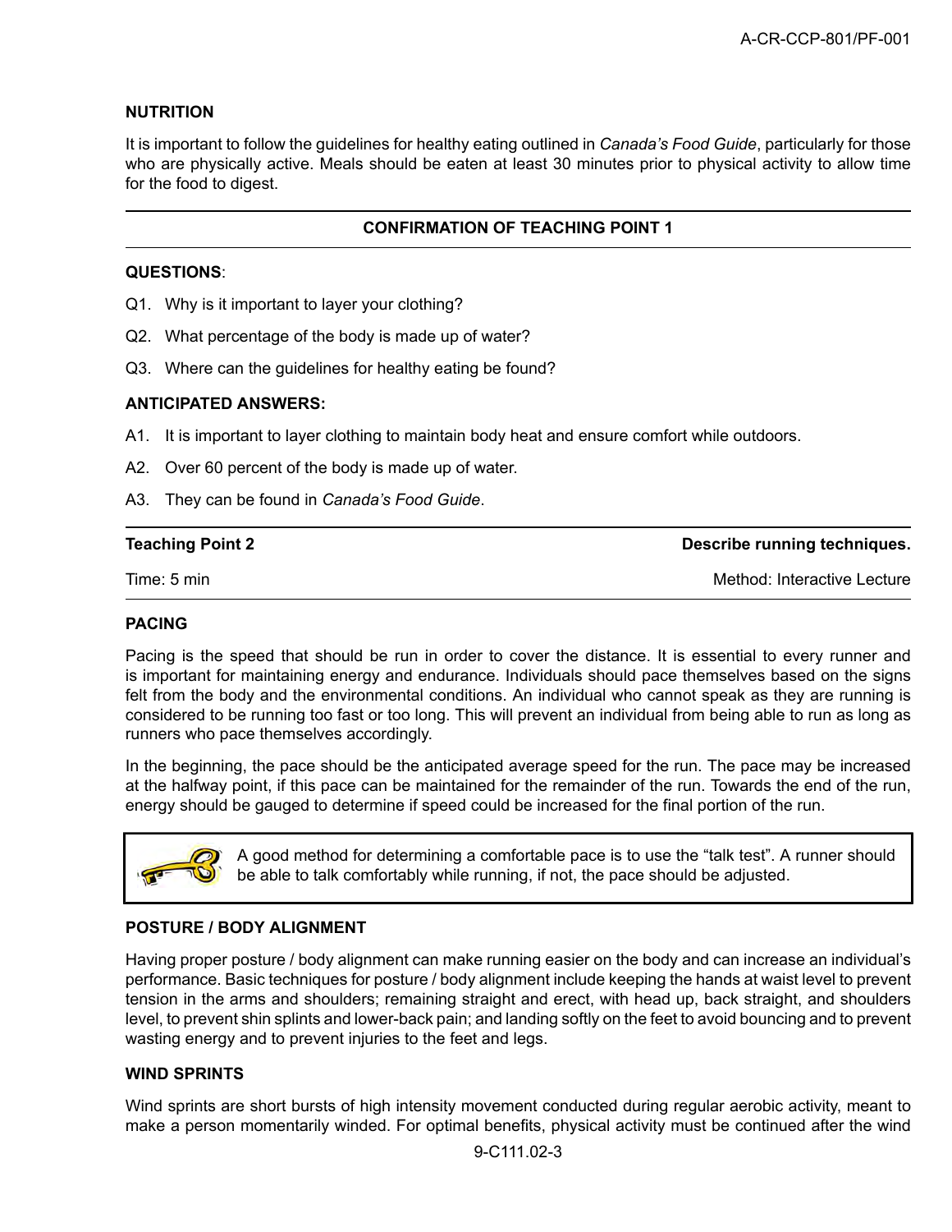### NUTRITION

It is important to follow the guidelines for healthy eating outlined in *Canada's Food Guide*, particularly for those who are physically active. Meals should be eaten at least 30 minutes prior to physical activity to allow time for the food to digest.

---

**CONFIRMATION OF TEACHING POINT 1**

---

**QUESTIONS**:

Q1. Why is it important to layer your clothing?

Q2. What percentage of the body is made up of water?

Q3. Where can the guidelines for healthy eating be found?

**ANTICIPATED ANSWERS:**

A1. It is important to layer clothing to maintain body heat and ensure comfort while outdoors.

A2. Over 60 percent of the body is made up of water.

A3. They can be found in *Canada's Food Guide*.

---

| **Teaching Point 2** | **Describe running techniques.** |
|---|---|
| Time: 5 min | Method: Interactive Lecture |

### PACING

Pacing is the speed that should be run in order to cover the distance. It is essential to every runner and is important for maintaining energy and endurance. Individuals should pace themselves based on the signs felt from the body and the environmental conditions. An individual who cannot speak as they are running is considered to be running too fast or too long. This will prevent an individual from being able to run as long as runners who pace themselves accordingly.

In the beginning, the pace should be the anticipated average speed for the run. The pace may be increased at the halfway point, if this pace can be maintained for the remainder of the run. Towards the end of the run, energy should be gauged to determine if speed could be increased for the final portion of the run.

> A good method for determining a comfortable pace is to use the "talk test". A runner should be able to talk comfortably while running, if not, the pace should be adjusted.

### POSTURE / BODY ALIGNMENT

Having proper posture / body alignment can make running easier on the body and can increase an individual's performance. Basic techniques for posture / body alignment include keeping the hands at waist level to prevent tension in the arms and shoulders; remaining straight and erect, with head up, back straight, and shoulders level, to prevent shin splints and lower-back pain; and landing softly on the feet to avoid bouncing and to prevent wasting energy and to prevent injuries to the feet and legs.

### WIND SPRINTS

Wind sprints are short bursts of high intensity movement conducted during regular aerobic activity, meant to make a person momentarily winded. For optimal benefits, physical activity must be continued after the wind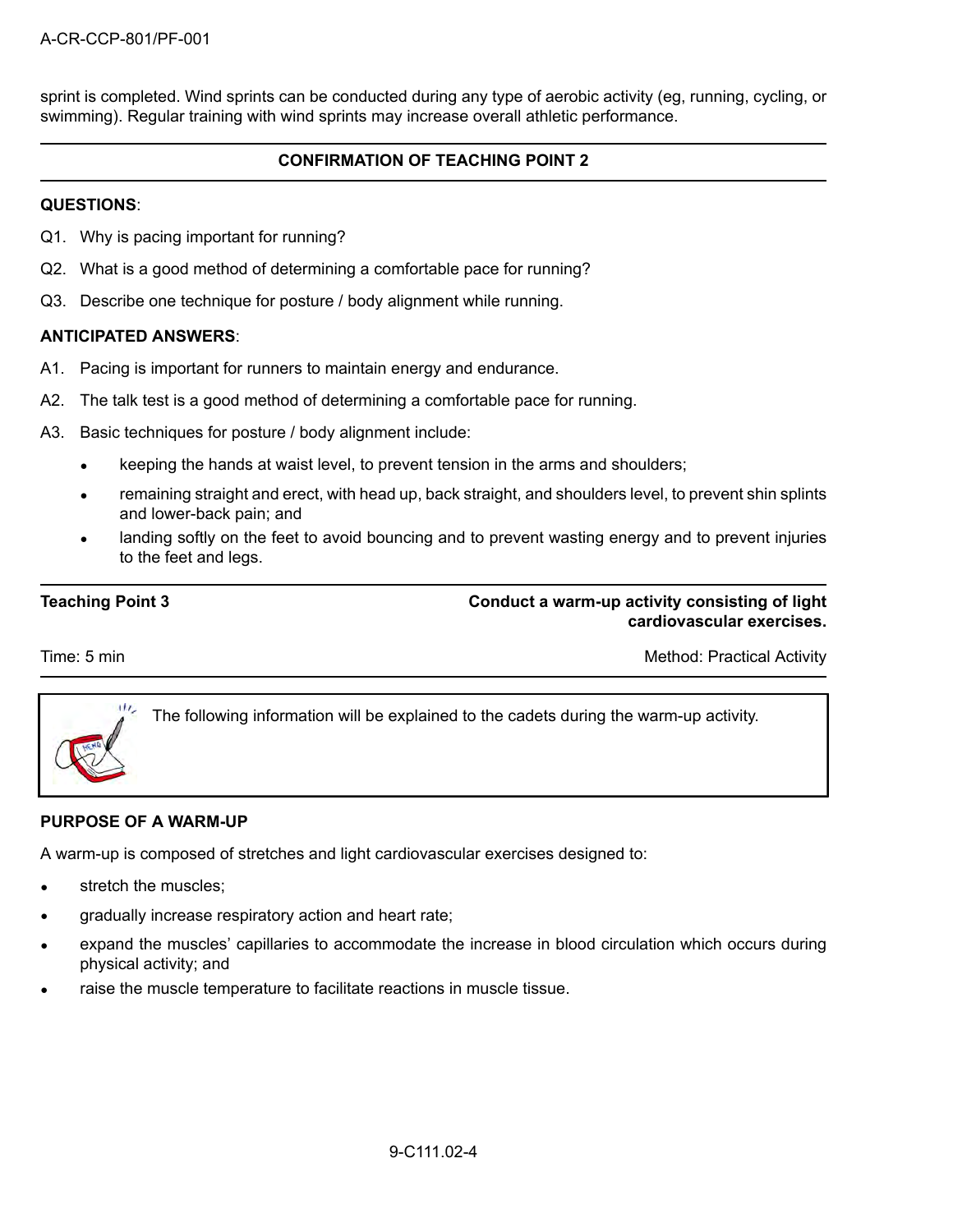sprint is completed. Wind sprints can be conducted during any type of aerobic activity (eg, running, cycling, or swimming). Regular training with wind sprints may increase overall athletic performance.

---

**CONFIRMATION OF TEACHING POINT 2**

---

**QUESTIONS**:

Q1. Why is pacing important for running?

Q2. What is a good method of determining a comfortable pace for running?

Q3. Describe one technique for posture / body alignment while running.

**ANTICIPATED ANSWERS**:

A1. Pacing is important for runners to maintain energy and endurance.

A2. The talk test is a good method of determining a comfortable pace for running.

A3. Basic techniques for posture / body alignment include:

- keeping the hands at waist level, to prevent tension in the arms and shoulders;
- remaining straight and erect, with head up, back straight, and shoulders level, to prevent shin splints and lower-back pain; and
- landing softly on the feet to avoid bouncing and to prevent wasting energy and to prevent injuries to the feet and legs.

---

**Teaching Point 3** — **Conduct a warm-up activity consisting of light cardiovascular exercises.**

Time: 5 min — Method: Practical Activity

---

> The following information will be explained to the cadets during the warm-up activity.

**PURPOSE OF A WARM-UP**

A warm-up is composed of stretches and light cardiovascular exercises designed to:

- stretch the muscles;
- gradually increase respiratory action and heart rate;
- expand the muscles' capillaries to accommodate the increase in blood circulation which occurs during physical activity; and
- raise the muscle temperature to facilitate reactions in muscle tissue.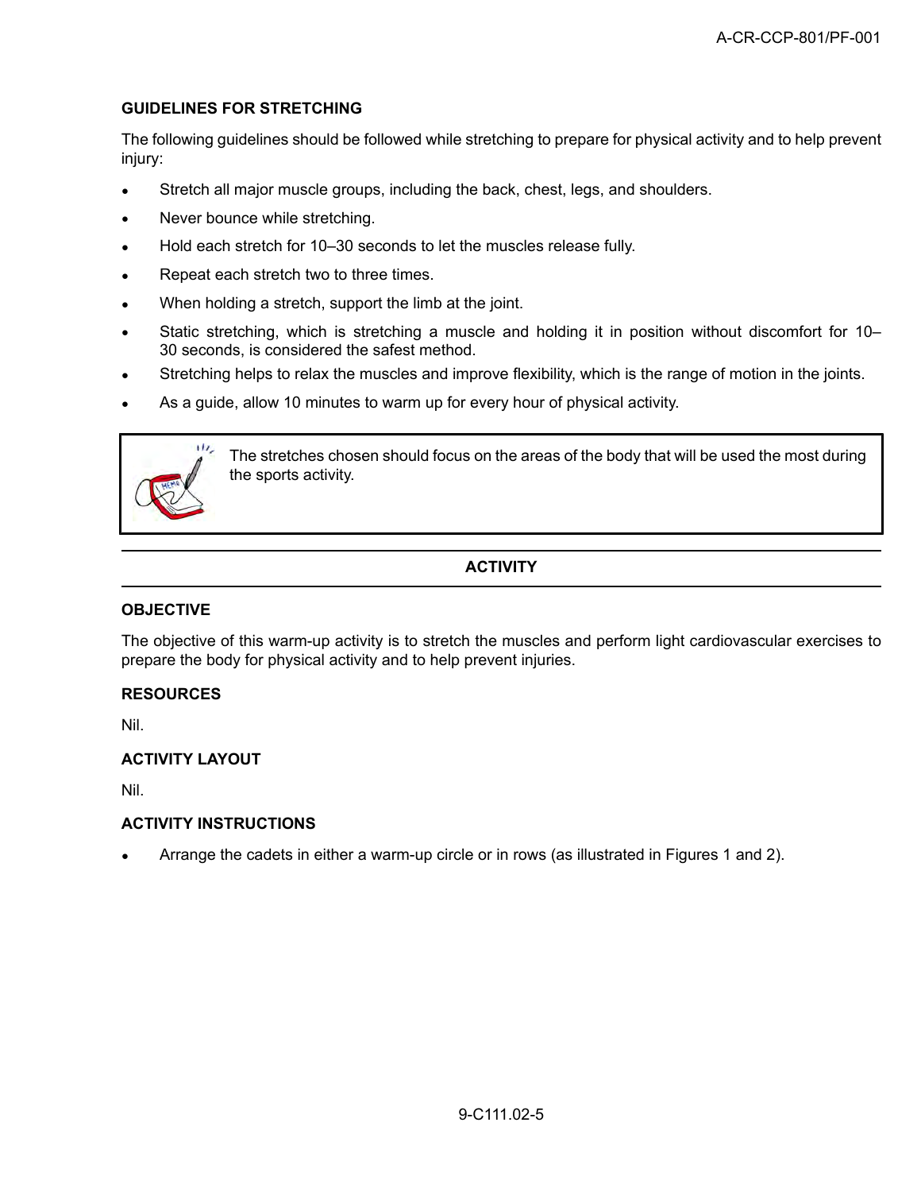**GUIDELINES FOR STRETCHING**

The following guidelines should be followed while stretching to prepare for physical activity and to help prevent injury:

- Stretch all major muscle groups, including the back, chest, legs, and shoulders.
- Never bounce while stretching.
- Hold each stretch for 10–30 seconds to let the muscles release fully.
- Repeat each stretch two to three times.
- When holding a stretch, support the limb at the joint.
- Static stretching, which is stretching a muscle and holding it in position without discomfort for 10–30 seconds, is considered the safest method.
- Stretching helps to relax the muscles and improve flexibility, which is the range of motion in the joints.
- As a guide, allow 10 minutes to warm up for every hour of physical activity.

> The stretches chosen should focus on the areas of the body that will be used the most during the sports activity.

## ACTIVITY

**OBJECTIVE**

The objective of this warm-up activity is to stretch the muscles and perform light cardiovascular exercises to prepare the body for physical activity and to help prevent injuries.

**RESOURCES**

Nil.

**ACTIVITY LAYOUT**

Nil.

**ACTIVITY INSTRUCTIONS**

- Arrange the cadets in either a warm-up circle or in rows (as illustrated in Figures 1 and 2).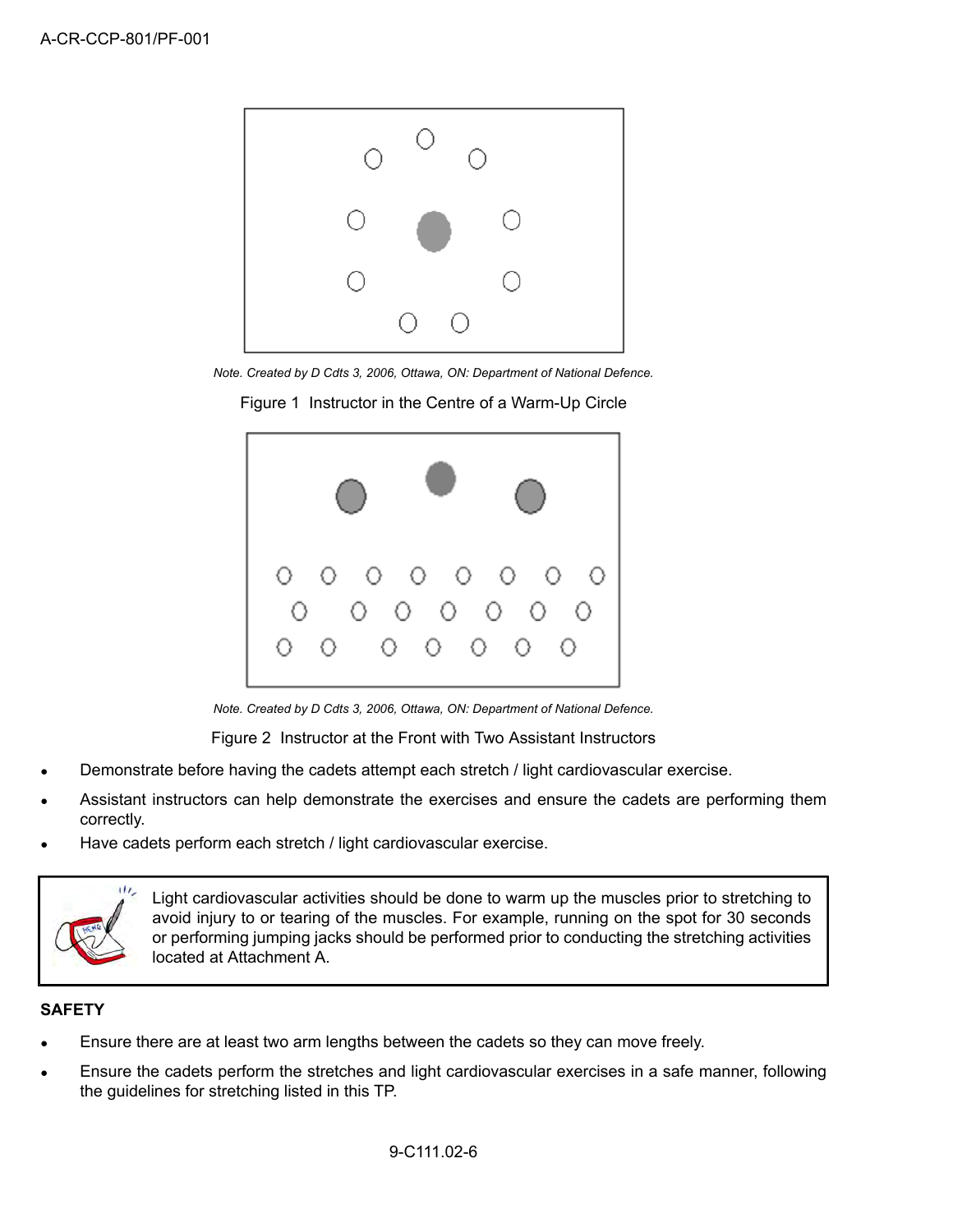*Note. Created by D Cdts 3, 2006, Ottawa, ON: Department of National Defence.*

Figure 1 Instructor in the Centre of a Warm-Up Circle

*Note. Created by D Cdts 3, 2006, Ottawa, ON: Department of National Defence.*

Figure 2 Instructor at the Front with Two Assistant Instructors

- Demonstrate before having the cadets attempt each stretch / light cardiovascular exercise.
- Assistant instructors can help demonstrate the exercises and ensure the cadets are performing them correctly.
- Have cadets perform each stretch / light cardiovascular exercise.

> Light cardiovascular activities should be done to warm up the muscles prior to stretching to avoid injury to or tearing of the muscles. For example, running on the spot for 30 seconds or performing jumping jacks should be performed prior to conducting the stretching activities located at Attachment A.

**SAFETY**

- Ensure there are at least two arm lengths between the cadets so they can move freely.
- Ensure the cadets perform the stretches and light cardiovascular exercises in a safe manner, following the guidelines for stretching listed in this TP.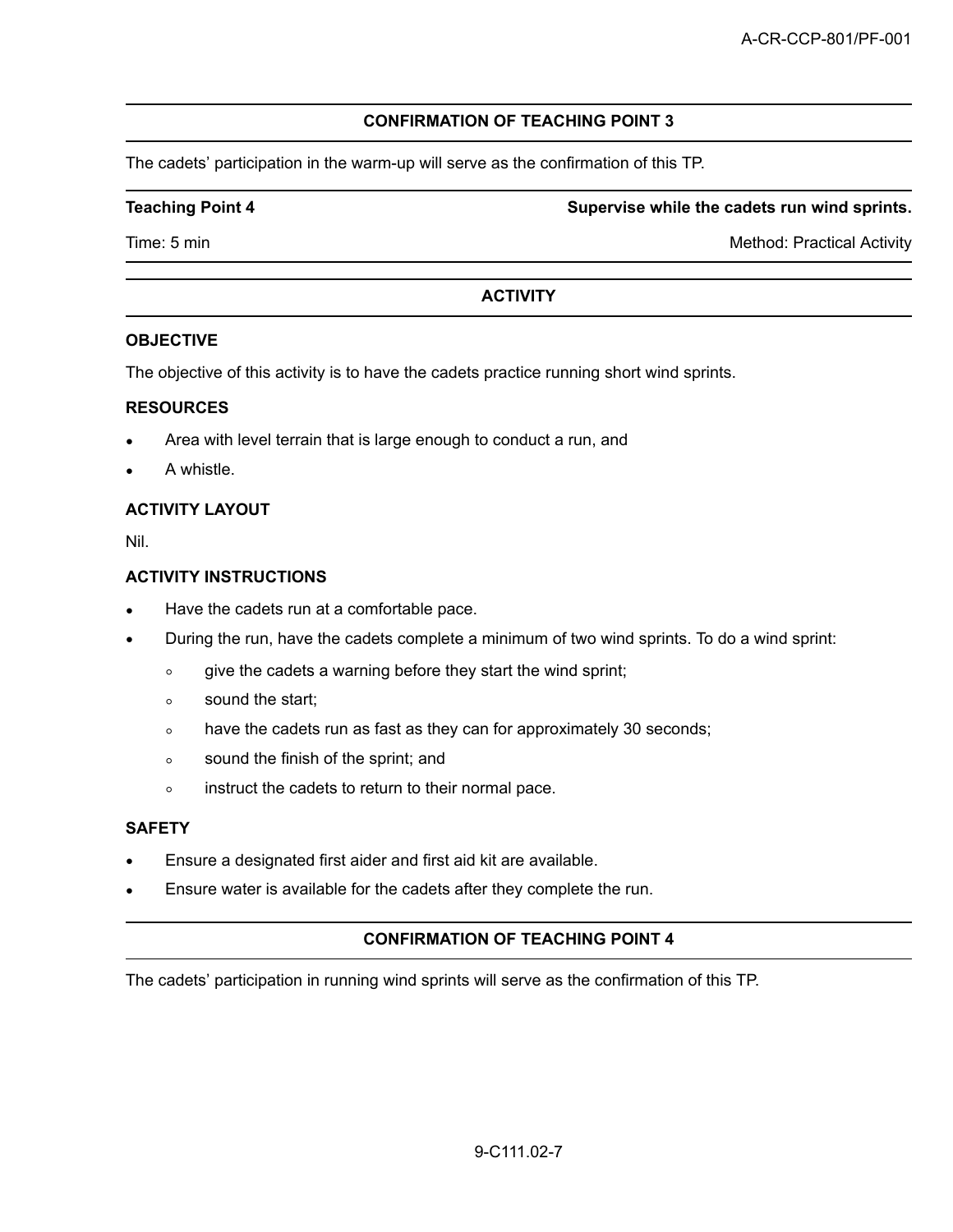## CONFIRMATION OF TEACHING POINT 3

The cadets' participation in the warm-up will serve as the confirmation of this TP.

| **Teaching Point 4** | **Supervise while the cadets run wind sprints.** |
| --- | --- |
| Time: 5 min | Method: Practical Activity |

## ACTIVITY

**OBJECTIVE**

The objective of this activity is to have the cadets practice running short wind sprints.

**RESOURCES**

- Area with level terrain that is large enough to conduct a run, and
- A whistle.

**ACTIVITY LAYOUT**

Nil.

**ACTIVITY INSTRUCTIONS**

- Have the cadets run at a comfortable pace.
- During the run, have the cadets complete a minimum of two wind sprints. To do a wind sprint:
  - give the cadets a warning before they start the wind sprint;
  - sound the start;
  - have the cadets run as fast as they can for approximately 30 seconds;
  - sound the finish of the sprint; and
  - instruct the cadets to return to their normal pace.

**SAFETY**

- Ensure a designated first aider and first aid kit are available.
- Ensure water is available for the cadets after they complete the run.

## CONFIRMATION OF TEACHING POINT 4

The cadets' participation in running wind sprints will serve as the confirmation of this TP.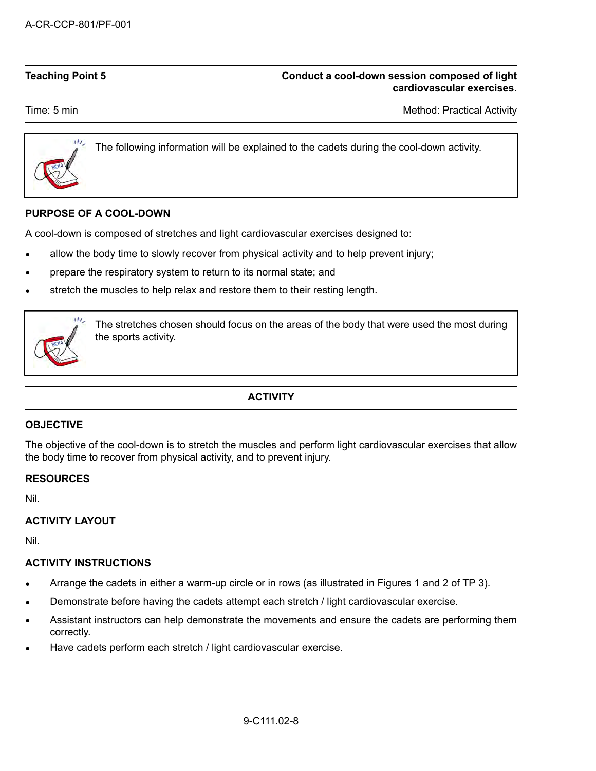| Teaching Point 5 | Conduct a cool-down session composed of light cardiovascular exercises. |
|---|---|
| Time: 5 min | Method: Practical Activity |

> The following information will be explained to the cadets during the cool-down activity.

**PURPOSE OF A COOL-DOWN**

A cool-down is composed of stretches and light cardiovascular exercises designed to:

- allow the body time to slowly recover from physical activity and to help prevent injury;
- prepare the respiratory system to return to its normal state; and
- stretch the muscles to help relax and restore them to their resting length.

> The stretches chosen should focus on the areas of the body that were used the most during the sports activity.

**ACTIVITY**

**OBJECTIVE**

The objective of the cool-down is to stretch the muscles and perform light cardiovascular exercises that allow the body time to recover from physical activity, and to prevent injury.

**RESOURCES**

Nil.

**ACTIVITY LAYOUT**

Nil.

**ACTIVITY INSTRUCTIONS**

- Arrange the cadets in either a warm-up circle or in rows (as illustrated in Figures 1 and 2 of TP 3).
- Demonstrate before having the cadets attempt each stretch / light cardiovascular exercise.
- Assistant instructors can help demonstrate the movements and ensure the cadets are performing them correctly.
- Have cadets perform each stretch / light cardiovascular exercise.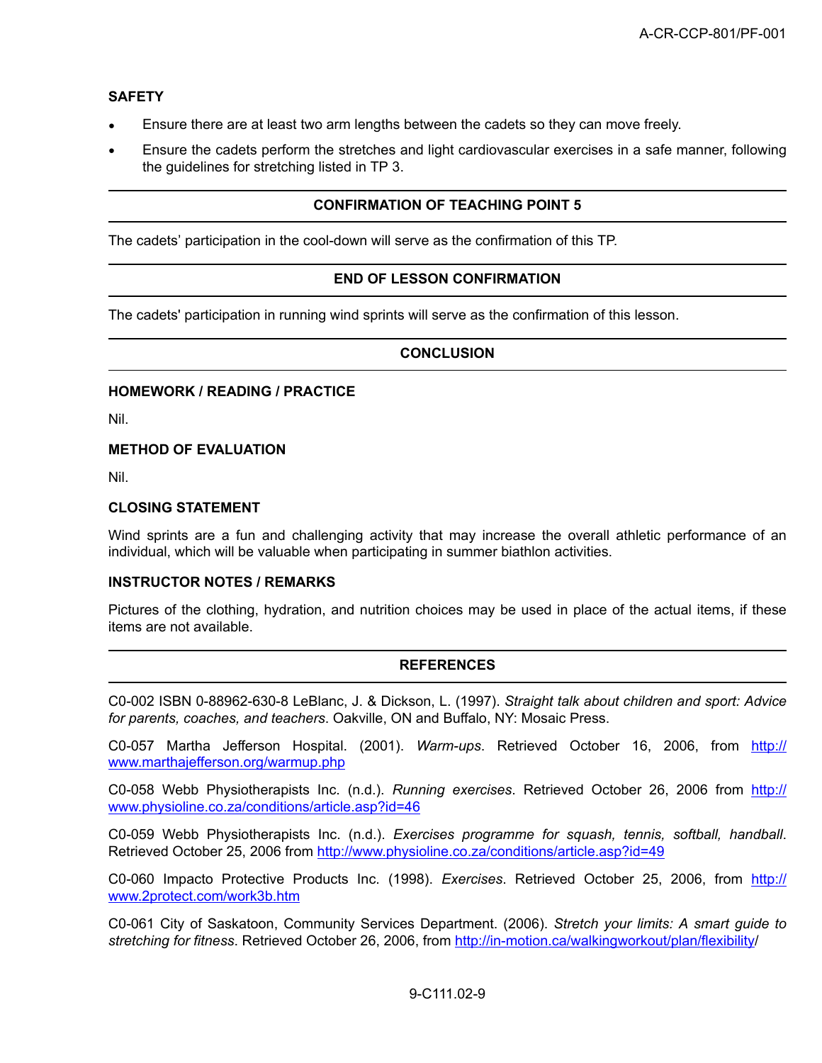### SAFETY

- Ensure there are at least two arm lengths between the cadets so they can move freely.
- Ensure the cadets perform the stretches and light cardiovascular exercises in a safe manner, following the guidelines for stretching listed in TP 3.

### CONFIRMATION OF TEACHING POINT 5

The cadets' participation in the cool-down will serve as the confirmation of this TP.

### END OF LESSON CONFIRMATION

The cadets' participation in running wind sprints will serve as the confirmation of this lesson.

### CONCLUSION

#### HOMEWORK / READING / PRACTICE

Nil.

#### METHOD OF EVALUATION

Nil.

#### CLOSING STATEMENT

Wind sprints are a fun and challenging activity that may increase the overall athletic performance of an individual, which will be valuable when participating in summer biathlon activities.

#### INSTRUCTOR NOTES / REMARKS

Pictures of the clothing, hydration, and nutrition choices may be used in place of the actual items, if these items are not available.

### REFERENCES

C0-002 ISBN 0-88962-630-8 LeBlanc, J. & Dickson, L. (1997). *Straight talk about children and sport: Advice for parents, coaches, and teachers*. Oakville, ON and Buffalo, NY: Mosaic Press.

C0-057 Martha Jefferson Hospital. (2001). *Warm-ups*. Retrieved October 16, 2006, from http://www.marthajefferson.org/warmup.php

C0-058 Webb Physiotherapists Inc. (n.d.). *Running exercises*. Retrieved October 26, 2006 from http://www.physioline.co.za/conditions/article.asp?id=46

C0-059 Webb Physiotherapists Inc. (n.d.). *Exercises programme for squash, tennis, softball, handball*. Retrieved October 25, 2006 from http://www.physioline.co.za/conditions/article.asp?id=49

C0-060 Impacto Protective Products Inc. (1998). *Exercises*. Retrieved October 25, 2006, from http://www.2protect.com/work3b.htm

C0-061 City of Saskatoon, Community Services Department. (2006). *Stretch your limits: A smart guide to stretching for fitness*. Retrieved October 26, 2006, from http://in-motion.ca/walkingworkout/plan/flexibility/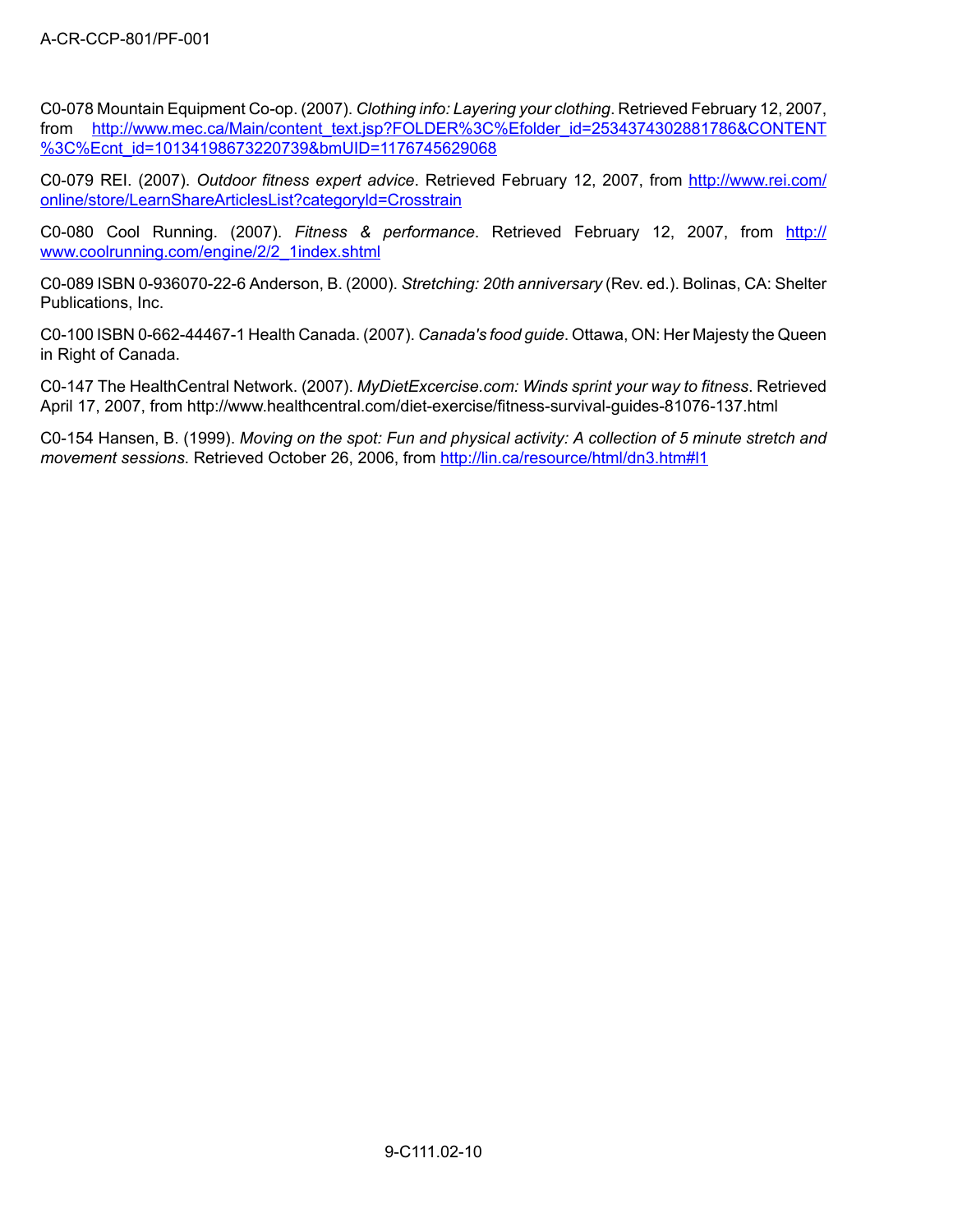C0-078 Mountain Equipment Co-op. (2007). *Clothing info: Layering your clothing*. Retrieved February 12, 2007, from http://www.mec.ca/Main/content_text.jsp?FOLDER%3C%Efolder_id=2534374302881786&CONTENT%3C%Ecnt_id=10134198673220739&bmUID=1176745629068

C0-079 REI. (2007). *Outdoor fitness expert advice*. Retrieved February 12, 2007, from http://www.rei.com/online/store/LearnShareArticlesList?categoryId=Crosstrain

C0-080 Cool Running. (2007). *Fitness & performance*. Retrieved February 12, 2007, from http://www.coolrunning.com/engine/2/2_1index.shtml

C0-089 ISBN 0-936070-22-6 Anderson, B. (2000). *Stretching: 20th anniversary* (Rev. ed.). Bolinas, CA: Shelter Publications, Inc.

C0-100 ISBN 0-662-44467-1 Health Canada. (2007). *Canada's food guide*. Ottawa, ON: Her Majesty the Queen in Right of Canada.

C0-147 The HealthCentral Network. (2007). *MyDietExcercise.com: Winds sprint your way to fitness*. Retrieved April 17, 2007, from http://www.healthcentral.com/diet-exercise/fitness-survival-guides-81076-137.html

C0-154 Hansen, B. (1999). *Moving on the spot: Fun and physical activity: A collection of 5 minute stretch and movement sessions*. Retrieved October 26, 2006, from http://lin.ca/resource/html/dn3.htm#l1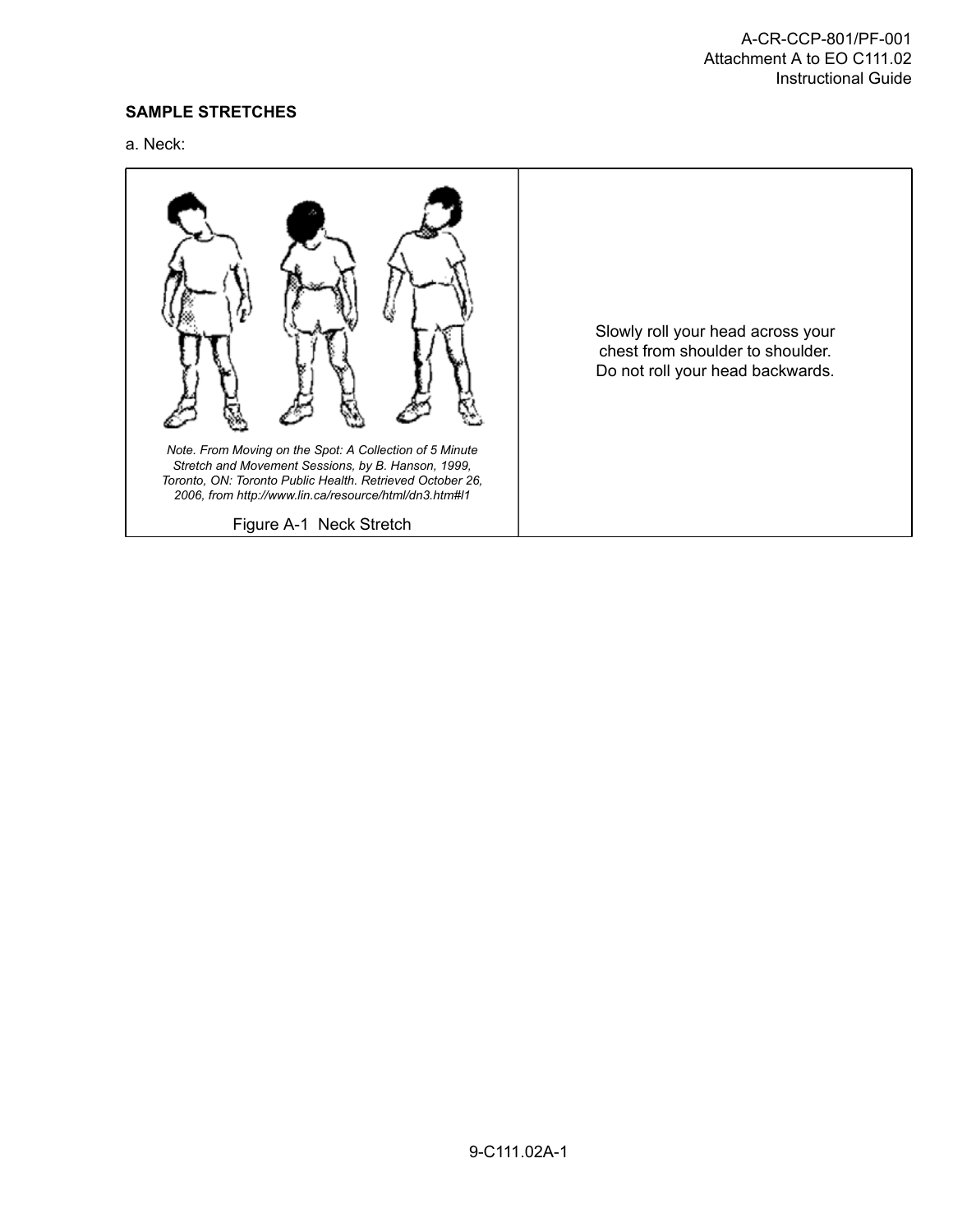## SAMPLE STRETCHES

a. Neck:

| | |
|---|---|
| *Note. From Moving on the Spot: A Collection of 5 Minute Stretch and Movement Sessions, by B. Hanson, 1999, Toronto, ON: Toronto Public Health. Retrieved October 26, 2006, from http://www.lin.ca/resource/html/dn3.htm#l1*<br><br>Figure A-1 Neck Stretch | Slowly roll your head across your chest from shoulder to shoulder. Do not roll your head backwards. |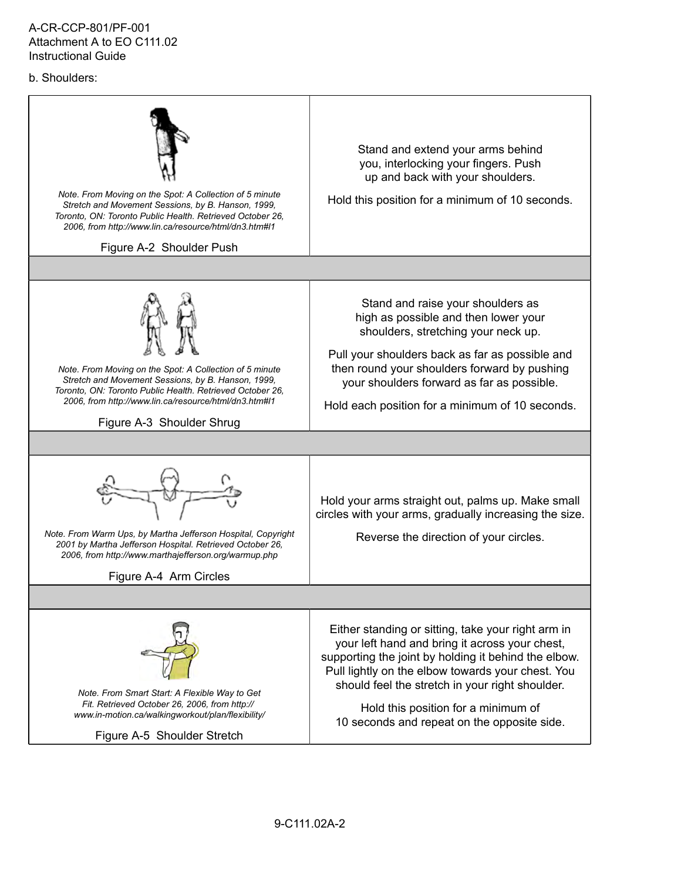b. Shoulders:

| | |
|---|---|
| *Note. From Moving on the Spot: A Collection of 5 minute Stretch and Movement Sessions, by B. Hanson, 1999, Toronto, ON: Toronto Public Health. Retrieved October 26, 2006, from http://www.lin.ca/resource/html/dn3.htm#l1*<br><br>Figure A-2 Shoulder Push | Stand and extend your arms behind you, interlocking your fingers. Push up and back with your shoulders.<br><br>Hold this position for a minimum of 10 seconds. |
| | |
| *Note. From Moving on the Spot: A Collection of 5 minute Stretch and Movement Sessions, by B. Hanson, 1999, Toronto, ON: Toronto Public Health. Retrieved October 26, 2006, from http://www.lin.ca/resource/html/dn3.htm#l1*<br><br>Figure A-3 Shoulder Shrug | Stand and raise your shoulders as high as possible and then lower your shoulders, stretching your neck up.<br><br>Pull your shoulders back as far as possible and then round your shoulders forward by pushing your shoulders forward as far as possible.<br><br>Hold each position for a minimum of 10 seconds. |
| | |
| *Note. From Warm Ups, by Martha Jefferson Hospital, Copyright 2001 by Martha Jefferson Hospital. Retrieved October 26, 2006, from http://www.marthajefferson.org/warmup.php*<br><br>Figure A-4 Arm Circles | Hold your arms straight out, palms up. Make small circles with your arms, gradually increasing the size.<br><br>Reverse the direction of your circles. |
| | |
| *Note. From Smart Start: A Flexible Way to Get Fit. Retrieved October 26, 2006, from http://www.in-motion.ca/walkingworkout/plan/flexibility/*<br><br>Figure A-5 Shoulder Stretch | Either standing or sitting, take your right arm in your left hand and bring it across your chest, supporting the joint by holding it behind the elbow. Pull lightly on the elbow towards your chest. You should feel the stretch in your right shoulder.<br><br>Hold this position for a minimum of 10 seconds and repeat on the opposite side. |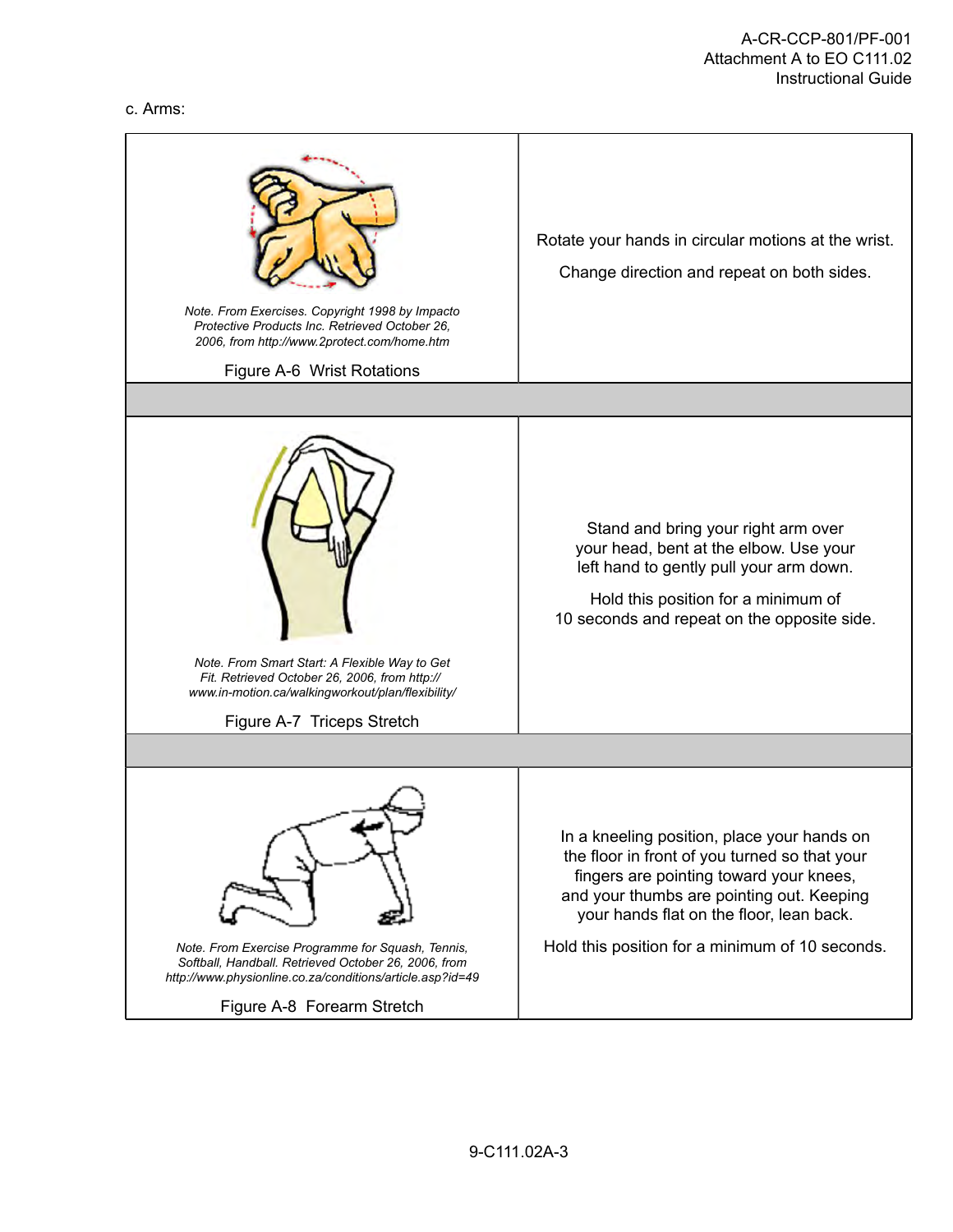c. Arms:

| | |
|---|---|
| *Note.* From Exercises. Copyright 1998 by Impacto Protective Products Inc. Retrieved October 26, 2006, from http://www.2protect.com/home.htm<br><br>Figure A-6 Wrist Rotations | Rotate your hands in circular motions at the wrist.<br><br>Change direction and repeat on both sides. |
| | |
| *Note.* From Smart Start: A Flexible Way to Get Fit. Retrieved October 26, 2006, from http://www.in-motion.ca/walkingworkout/plan/flexibility/<br><br>Figure A-7 Triceps Stretch | Stand and bring your right arm over your head, bent at the elbow. Use your left hand to gently pull your arm down.<br><br>Hold this position for a minimum of 10 seconds and repeat on the opposite side. |
| | |
| *Note.* From Exercise Programme for Squash, Tennis, Softball, Handball. Retrieved October 26, 2006, from http://www.physionline.co.za/conditions/article.asp?id=49<br><br>Figure A-8 Forearm Stretch | In a kneeling position, place your hands on the floor in front of you turned so that your fingers are pointing toward your knees, and your thumbs are pointing out. Keeping your hands flat on the floor, lean back.<br><br>Hold this position for a minimum of 10 seconds. |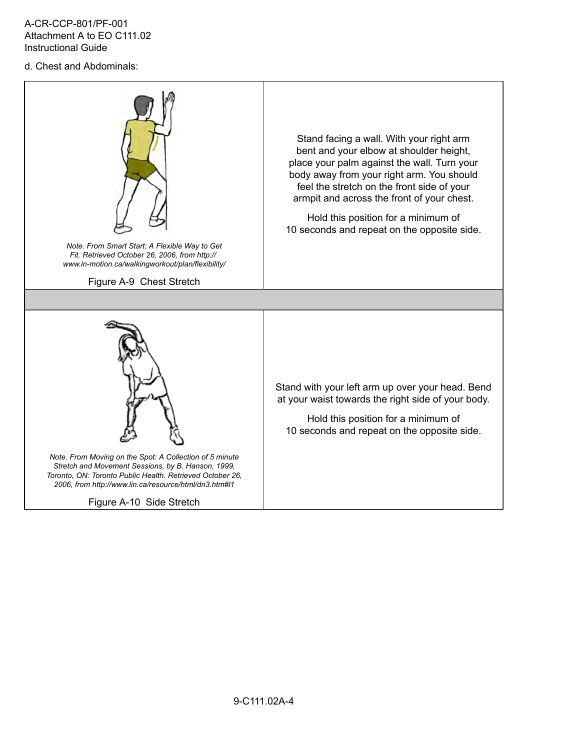d. Chest and Abdominals:

| | |
|---|---|
| *Note. From Smart Start: A Flexible Way to Get Fit. Retrieved October 26, 2006, from http://www.in-motion.ca/walkingworkout/plan/flexibility/*<br><br>Figure A-9 Chest Stretch | Stand facing a wall. With your right arm bent and your elbow at shoulder height, place your palm against the wall. Turn your body away from your right arm. You should feel the stretch on the front side of your armpit and across the front of your chest.<br><br>Hold this position for a minimum of 10 seconds and repeat on the opposite side. |
| | |
| *Note. From Moving on the Spot: A Collection of 5 minute Stretch and Movement Sessions, by B. Hanson, 1999, Toronto, ON: Toronto Public Health. Retrieved October 26, 2006, from http://www.lin.ca/resource/html/dn3.htm#l1*<br><br>Figure A-10 Side Stretch | Stand with your left arm up over your head. Bend at your waist towards the right side of your body.<br><br>Hold this position for a minimum of 10 seconds and repeat on the opposite side. |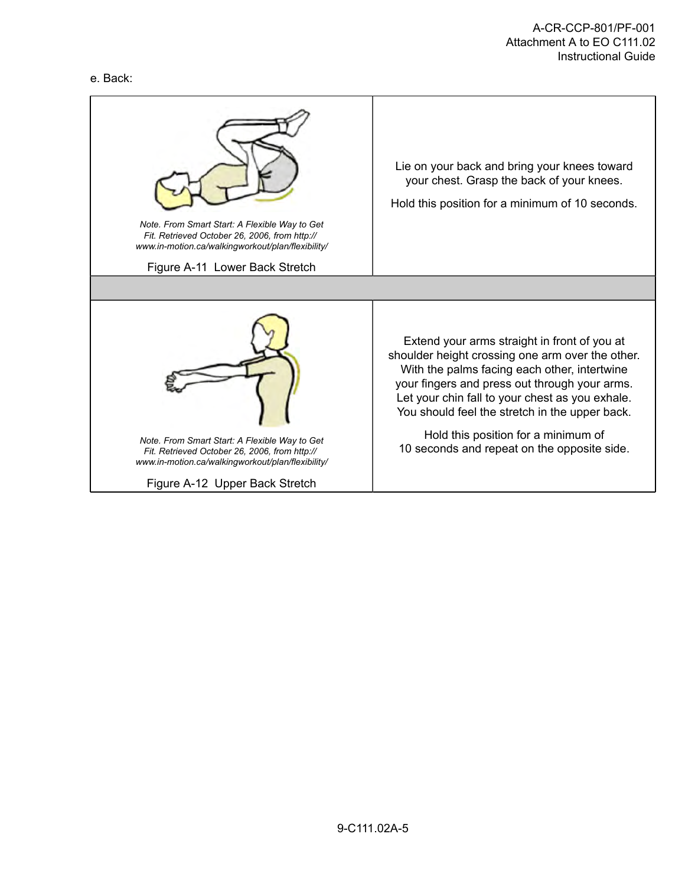e. Back:

| | |
|---|---|
| *Note. From Smart Start: A Flexible Way to Get Fit. Retrieved October 26, 2006, from http://www.in-motion.ca/walkingworkout/plan/flexibility/* <br><br> Figure A-11 Lower Back Stretch | Lie on your back and bring your knees toward your chest. Grasp the back of your knees. <br><br> Hold this position for a minimum of 10 seconds. |
| | |
| *Note. From Smart Start: A Flexible Way to Get Fit. Retrieved October 26, 2006, from http://www.in-motion.ca/walkingworkout/plan/flexibility/* <br><br> Figure A-12 Upper Back Stretch | Extend your arms straight in front of you at shoulder height crossing one arm over the other. With the palms facing each other, intertwine your fingers and press out through your arms. Let your chin fall to your chest as you exhale. You should feel the stretch in the upper back. <br><br> Hold this position for a minimum of 10 seconds and repeat on the opposite side. |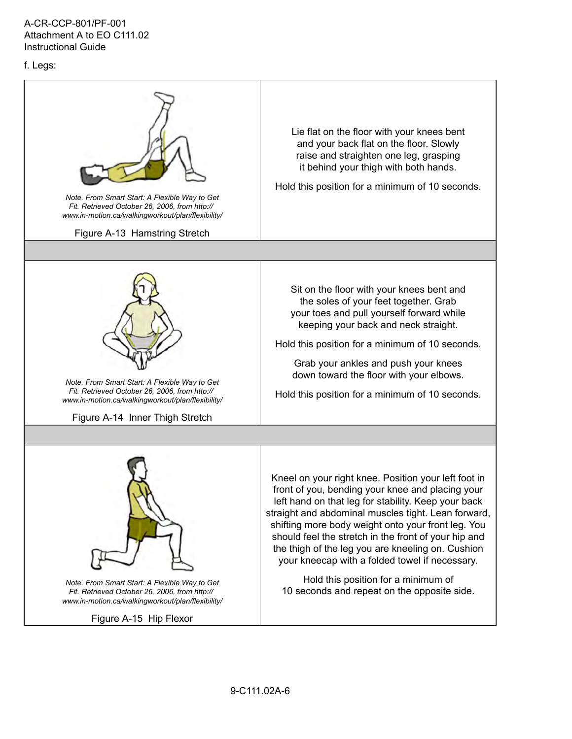f. Legs:

| | |
|---|---|
| *Note. From Smart Start: A Flexible Way to Get Fit. Retrieved October 26, 2006, from http://www.in-motion.ca/walkingworkout/plan/flexibility/*<br><br>Figure A-13 Hamstring Stretch | Lie flat on the floor with your knees bent and your back flat on the floor. Slowly raise and straighten one leg, grasping it behind your thigh with both hands.<br><br>Hold this position for a minimum of 10 seconds. |
| | |
| *Note. From Smart Start: A Flexible Way to Get Fit. Retrieved October 26, 2006, from http://www.in-motion.ca/walkingworkout/plan/flexibility/*<br><br>Figure A-14 Inner Thigh Stretch | Sit on the floor with your knees bent and the soles of your feet together. Grab your toes and pull yourself forward while keeping your back and neck straight.<br><br>Hold this position for a minimum of 10 seconds.<br><br>Grab your ankles and push your knees down toward the floor with your elbows.<br><br>Hold this position for a minimum of 10 seconds. |
| | |
| *Note. From Smart Start: A Flexible Way to Get Fit. Retrieved October 26, 2006, from http://www.in-motion.ca/walkingworkout/plan/flexibility/*<br><br>Figure A-15 Hip Flexor | Kneel on your right knee. Position your left foot in front of you, bending your knee and placing your left hand on that leg for stability. Keep your back straight and abdominal muscles tight. Lean forward, shifting more body weight onto your front leg. You should feel the stretch in the front of your hip and the thigh of the leg you are kneeling on. Cushion your kneecap with a folded towel if necessary.<br><br>Hold this position for a minimum of 10 seconds and repeat on the opposite side. |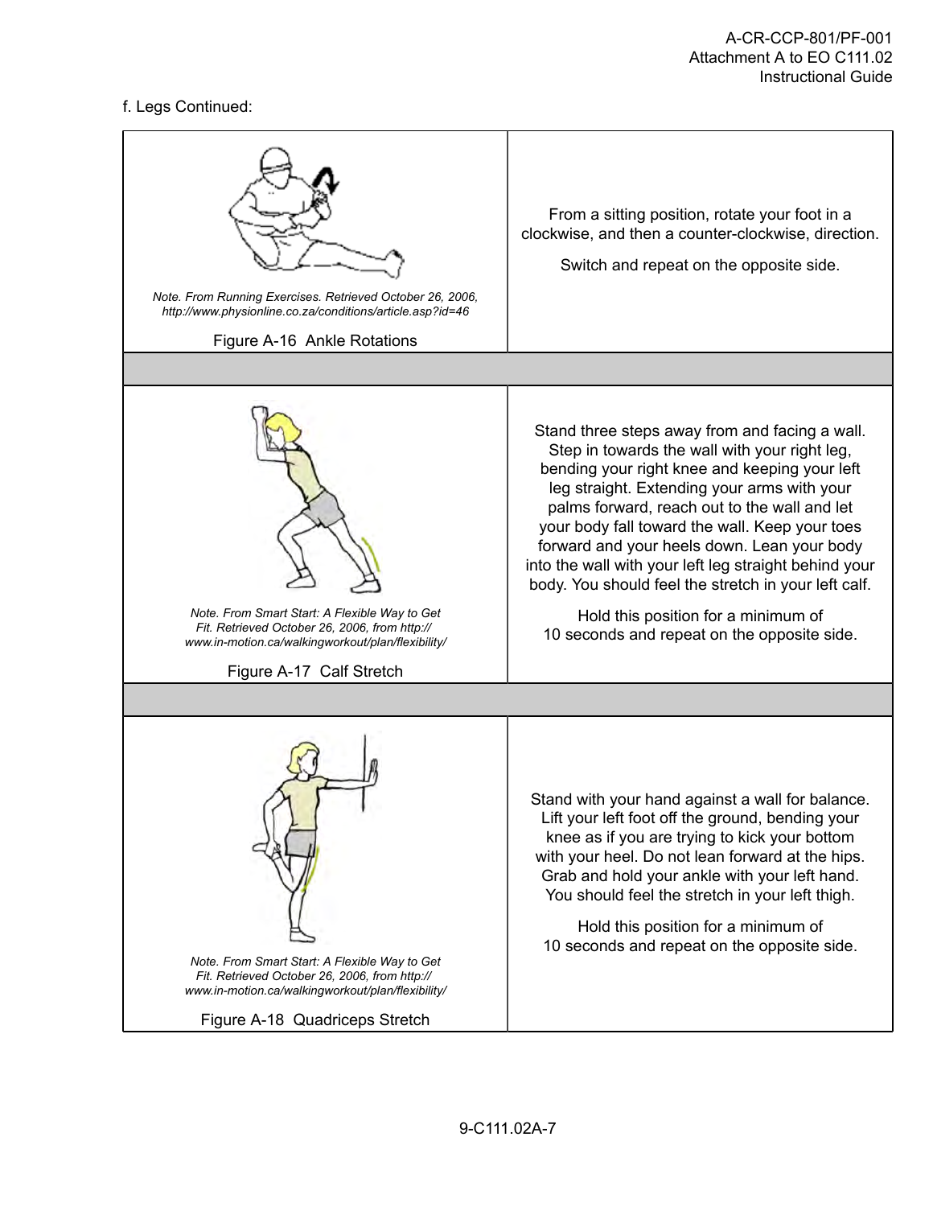f. Legs Continued:

| | |
|---|---|
| *Note. From Running Exercises. Retrieved October 26, 2006, http://www.physionline.co.za/conditions/article.asp?id=46*<br><br>Figure A-16 Ankle Rotations | From a sitting position, rotate your foot in a clockwise, and then a counter-clockwise, direction.<br><br>Switch and repeat on the opposite side. |
| | |
| *Note. From Smart Start: A Flexible Way to Get Fit. Retrieved October 26, 2006, from http:// www.in-motion.ca/walkingworkout/plan/flexibility/*<br><br>Figure A-17 Calf Stretch | Stand three steps away from and facing a wall. Step in towards the wall with your right leg, bending your right knee and keeping your left leg straight. Extending your arms with your palms forward, reach out to the wall and let your body fall toward the wall. Keep your toes forward and your heels down. Lean your body into the wall with your left leg straight behind your body. You should feel the stretch in your left calf.<br><br>Hold this position for a minimum of 10 seconds and repeat on the opposite side. |
| | |
| *Note. From Smart Start: A Flexible Way to Get Fit. Retrieved October 26, 2006, from http:// www.in-motion.ca/walkingworkout/plan/flexibility/*<br><br>Figure A-18 Quadriceps Stretch | Stand with your hand against a wall for balance. Lift your left foot off the ground, bending your knee as if you are trying to kick your bottom with your heel. Do not lean forward at the hips. Grab and hold your ankle with your left hand. You should feel the stretch in your left thigh.<br><br>Hold this position for a minimum of 10 seconds and repeat on the opposite side. |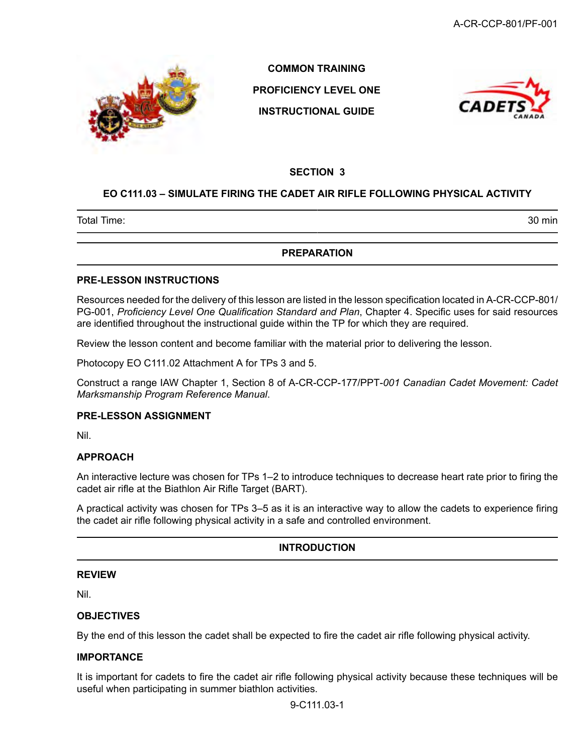**COMMON TRAINING**

**PROFICIENCY LEVEL ONE**

**INSTRUCTIONAL GUIDE**

## SECTION 3

## EO C111.03 – SIMULATE FIRING THE CADET AIR RIFLE FOLLOWING PHYSICAL ACTIVITY

| Total Time: | 30 min |
|---|---|

## PREPARATION

### PRE-LESSON INSTRUCTIONS

Resources needed for the delivery of this lesson are listed in the lesson specification located in A-CR-CCP-801/PG-001, *Proficiency Level One Qualification Standard and Plan*, Chapter 4. Specific uses for said resources are identified throughout the instructional guide within the TP for which they are required.

Review the lesson content and become familiar with the material prior to delivering the lesson.

Photocopy EO C111.02 Attachment A for TPs 3 and 5.

Construct a range IAW Chapter 1, Section 8 of A-CR-CCP-177/PPT-*001 Canadian Cadet Movement: Cadet Marksmanship Program Reference Manual*.

### PRE-LESSON ASSIGNMENT

Nil.

### APPROACH

An interactive lecture was chosen for TPs 1–2 to introduce techniques to decrease heart rate prior to firing the cadet air rifle at the Biathlon Air Rifle Target (BART).

A practical activity was chosen for TPs 3–5 as it is an interactive way to allow the cadets to experience firing the cadet air rifle following physical activity in a safe and controlled environment.

## INTRODUCTION

### REVIEW

Nil.

### OBJECTIVES

By the end of this lesson the cadet shall be expected to fire the cadet air rifle following physical activity.

### IMPORTANCE

It is important for cadets to fire the cadet air rifle following physical activity because these techniques will be useful when participating in summer biathlon activities.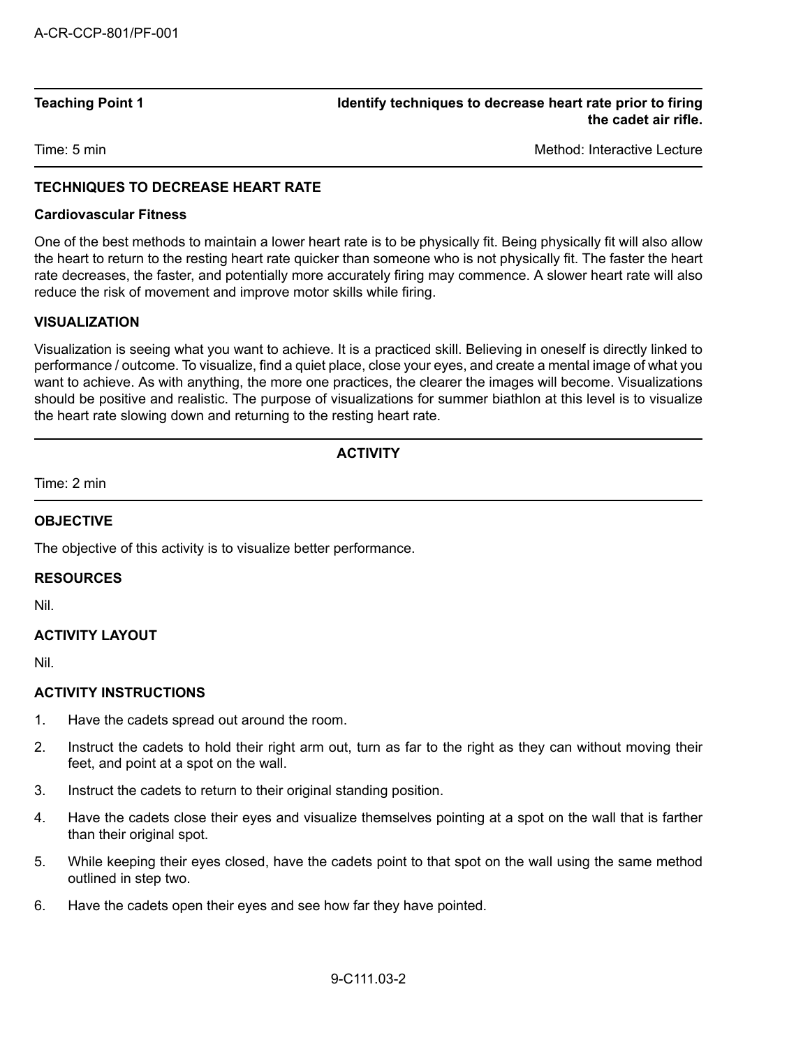| Teaching Point 1 | Identify techniques to decrease heart rate prior to firing the cadet air rifle. |
| --- | --- |
| Time: 5 min | Method: Interactive Lecture |

## TECHNIQUES TO DECREASE HEART RATE

### Cardiovascular Fitness

One of the best methods to maintain a lower heart rate is to be physically fit. Being physically fit will also allow the heart to return to the resting heart rate quicker than someone who is not physically fit. The faster the heart rate decreases, the faster, and potentially more accurately firing may commence. A slower heart rate will also reduce the risk of movement and improve motor skills while firing.

## VISUALIZATION

Visualization is seeing what you want to achieve. It is a practiced skill. Believing in oneself is directly linked to performance / outcome. To visualize, find a quiet place, close your eyes, and create a mental image of what you want to achieve. As with anything, the more one practices, the clearer the images will become. Visualizations should be positive and realistic. The purpose of visualizations for summer biathlon at this level is to visualize the heart rate slowing down and returning to the resting heart rate.

## ACTIVITY

Time: 2 min

### OBJECTIVE

The objective of this activity is to visualize better performance.

### RESOURCES

Nil.

### ACTIVITY LAYOUT

Nil.

### ACTIVITY INSTRUCTIONS

1. Have the cadets spread out around the room.
2. Instruct the cadets to hold their right arm out, turn as far to the right as they can without moving their feet, and point at a spot on the wall.
3. Instruct the cadets to return to their original standing position.
4. Have the cadets close their eyes and visualize themselves pointing at a spot on the wall that is farther than their original spot.
5. While keeping their eyes closed, have the cadets point to that spot on the wall using the same method outlined in step two.
6. Have the cadets open their eyes and see how far they have pointed.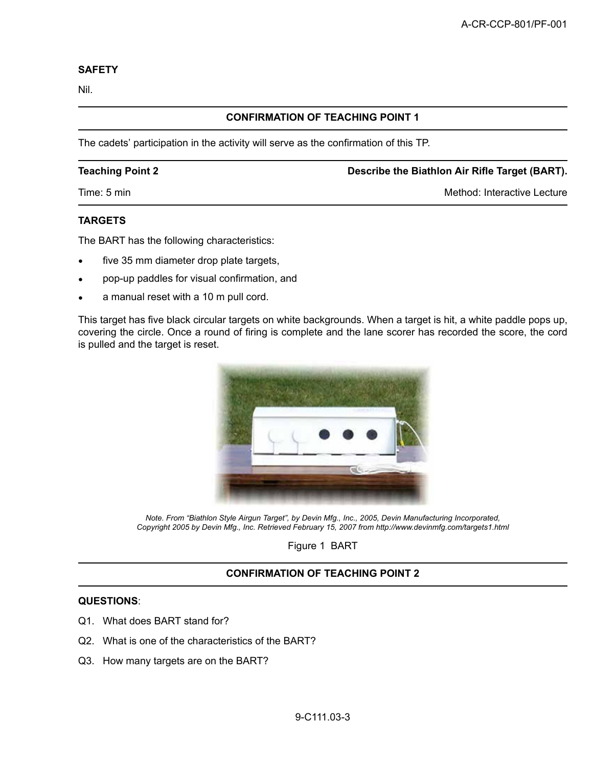**SAFETY**

Nil.

**CONFIRMATION OF TEACHING POINT 1**

The cadets' participation in the activity will serve as the confirmation of this TP.

| **Teaching Point 2** | **Describe the Biathlon Air Rifle Target (BART).** |
|---|---|
| Time: 5 min | Method: Interactive Lecture |

**TARGETS**

The BART has the following characteristics:

- five 35 mm diameter drop plate targets,
- pop-up paddles for visual confirmation, and
- a manual reset with a 10 m pull cord.

This target has five black circular targets on white backgrounds. When a target is hit, a white paddle pops up, covering the circle. Once a round of firing is complete and the lane scorer has recorded the score, the cord is pulled and the target is reset.

*Note. From "Biathlon Style Airgun Target", by Devin Mfg., Inc., 2005, Devin Manufacturing Incorporated, Copyright 2005 by Devin Mfg., Inc. Retrieved February 15, 2007 from http://www.devinmfg.com/targets1.html*

Figure 1 BART

**CONFIRMATION OF TEACHING POINT 2**

**QUESTIONS**:

Q1. What does BART stand for?

Q2. What is one of the characteristics of the BART?

Q3. How many targets are on the BART?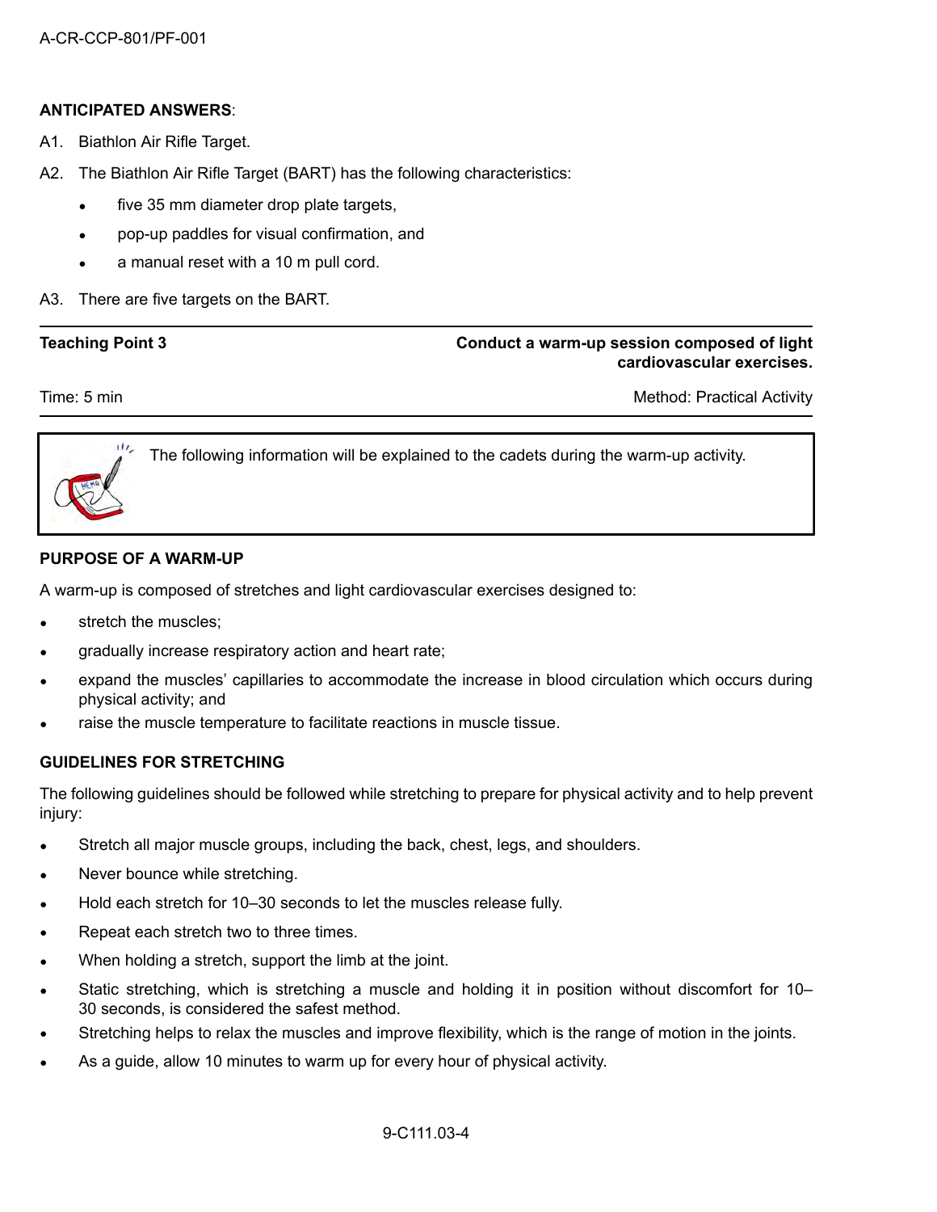**ANTICIPATED ANSWERS**:

A1. Biathlon Air Rifle Target.

A2. The Biathlon Air Rifle Target (BART) has the following characteristics:

- five 35 mm diameter drop plate targets,
- pop-up paddles for visual confirmation, and
- a manual reset with a 10 m pull cord.

A3. There are five targets on the BART.

| **Teaching Point 3** | **Conduct a warm-up session composed of light cardiovascular exercises.** |
|---|---|
| Time: 5 min | Method: Practical Activity |

The following information will be explained to the cadets during the warm-up activity.

**PURPOSE OF A WARM-UP**

A warm-up is composed of stretches and light cardiovascular exercises designed to:

- stretch the muscles;
- gradually increase respiratory action and heart rate;
- expand the muscles' capillaries to accommodate the increase in blood circulation which occurs during physical activity; and
- raise the muscle temperature to facilitate reactions in muscle tissue.

**GUIDELINES FOR STRETCHING**

The following guidelines should be followed while stretching to prepare for physical activity and to help prevent injury:

- Stretch all major muscle groups, including the back, chest, legs, and shoulders.
- Never bounce while stretching.
- Hold each stretch for 10–30 seconds to let the muscles release fully.
- Repeat each stretch two to three times.
- When holding a stretch, support the limb at the joint.
- Static stretching, which is stretching a muscle and holding it in position without discomfort for 10–30 seconds, is considered the safest method.
- Stretching helps to relax the muscles and improve flexibility, which is the range of motion in the joints.
- As a guide, allow 10 minutes to warm up for every hour of physical activity.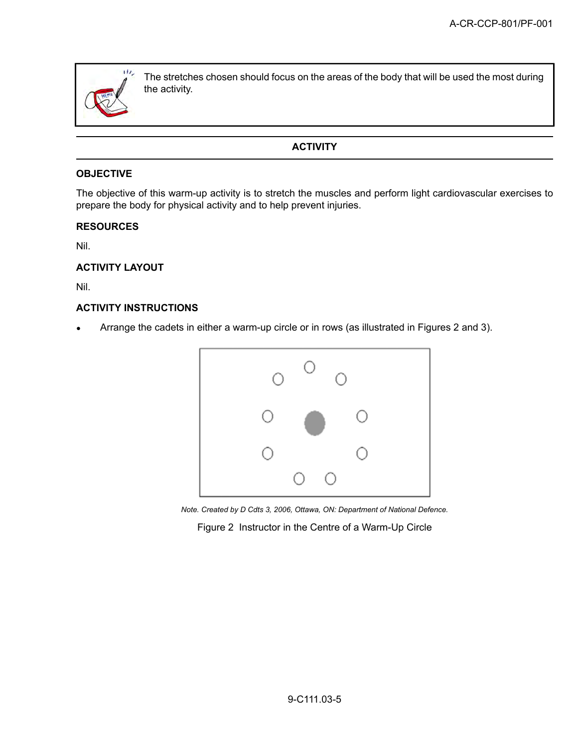The stretches chosen should focus on the areas of the body that will be used the most during the activity.

## ACTIVITY

### OBJECTIVE

The objective of this warm-up activity is to stretch the muscles and perform light cardiovascular exercises to prepare the body for physical activity and to help prevent injuries.

### RESOURCES

Nil.

### ACTIVITY LAYOUT

Nil.

### ACTIVITY INSTRUCTIONS

- Arrange the cadets in either a warm-up circle or in rows (as illustrated in Figures 2 and 3).

*Note. Created by D Cdts 3, 2006, Ottawa, ON: Department of National Defence.*

Figure 2 Instructor in the Centre of a Warm-Up Circle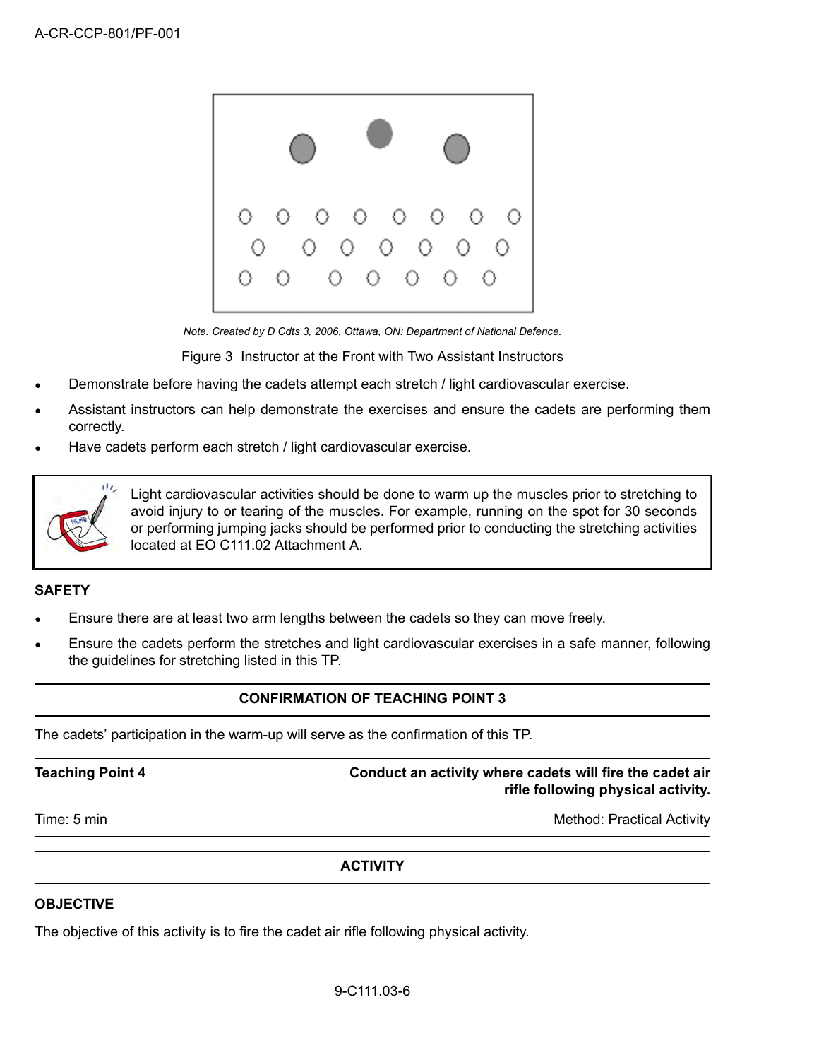*Note. Created by D Cdts 3, 2006, Ottawa, ON: Department of National Defence.*

Figure 3 Instructor at the Front with Two Assistant Instructors

- Demonstrate before having the cadets attempt each stretch / light cardiovascular exercise.
- Assistant instructors can help demonstrate the exercises and ensure the cadets are performing them correctly.
- Have cadets perform each stretch / light cardiovascular exercise.

> Light cardiovascular activities should be done to warm up the muscles prior to stretching to avoid injury to or tearing of the muscles. For example, running on the spot for 30 seconds or performing jumping jacks should be performed prior to conducting the stretching activities located at EO C111.02 Attachment A.

**SAFETY**

- Ensure there are at least two arm lengths between the cadets so they can move freely.
- Ensure the cadets perform the stretches and light cardiovascular exercises in a safe manner, following the guidelines for stretching listed in this TP.

**CONFIRMATION OF TEACHING POINT 3**

The cadets' participation in the warm-up will serve as the confirmation of this TP.

**Teaching Point 4** **Conduct an activity where cadets will fire the cadet air rifle following physical activity.**

Time: 5 min Method: Practical Activity

**ACTIVITY**

**OBJECTIVE**

The objective of this activity is to fire the cadet air rifle following physical activity.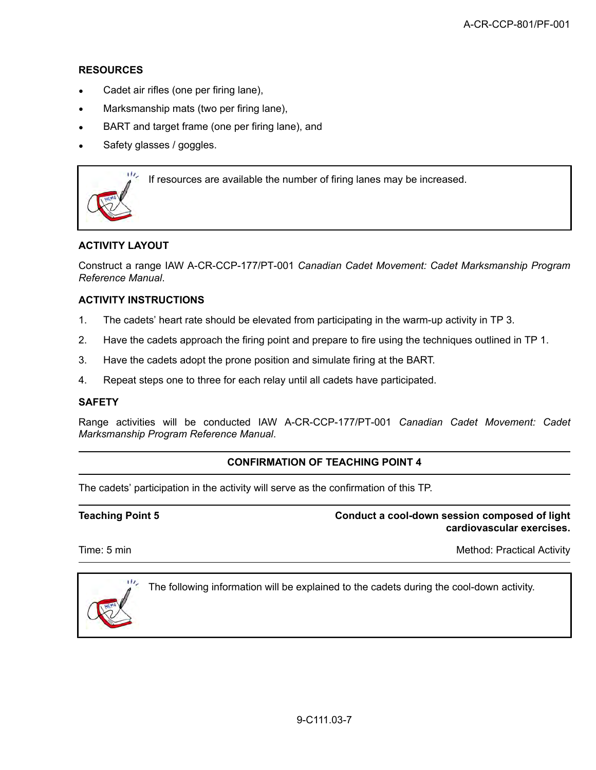**RESOURCES**

- Cadet air rifles (one per firing lane),
- Marksmanship mats (two per firing lane),
- BART and target frame (one per firing lane), and
- Safety glasses / goggles.

> If resources are available the number of firing lanes may be increased.

**ACTIVITY LAYOUT**

Construct a range IAW A-CR-CCP-177/PT-001 *Canadian Cadet Movement: Cadet Marksmanship Program Reference Manual*.

**ACTIVITY INSTRUCTIONS**

1. The cadets' heart rate should be elevated from participating in the warm-up activity in TP 3.
2. Have the cadets approach the firing point and prepare to fire using the techniques outlined in TP 1.
3. Have the cadets adopt the prone position and simulate firing at the BART.
4. Repeat steps one to three for each relay until all cadets have participated.

**SAFETY**

Range activities will be conducted IAW A-CR-CCP-177/PT-001 *Canadian Cadet Movement: Cadet Marksmanship Program Reference Manual*.

---

**CONFIRMATION OF TEACHING POINT 4**

---

The cadets' participation in the activity will serve as the confirmation of this TP.

---

**Teaching Point 5** — **Conduct a cool-down session composed of light cardiovascular exercises.**

Time: 5 min — Method: Practical Activity

---

> The following information will be explained to the cadets during the cool-down activity.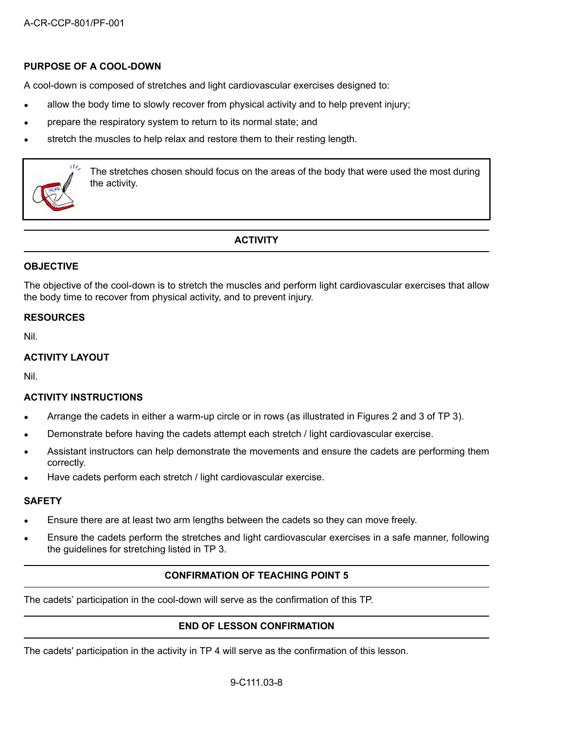**PURPOSE OF A COOL-DOWN**

A cool-down is composed of stretches and light cardiovascular exercises designed to:

- allow the body time to slowly recover from physical activity and to help prevent injury;
- prepare the respiratory system to return to its normal state; and
- stretch the muscles to help relax and restore them to their resting length.

> The stretches chosen should focus on the areas of the body that were used the most during the activity.

## ACTIVITY

**OBJECTIVE**

The objective of the cool-down is to stretch the muscles and perform light cardiovascular exercises that allow the body time to recover from physical activity, and to prevent injury.

**RESOURCES**

Nil.

**ACTIVITY LAYOUT**

Nil.

**ACTIVITY INSTRUCTIONS**

- Arrange the cadets in either a warm-up circle or in rows (as illustrated in Figures 2 and 3 of TP 3).
- Demonstrate before having the cadets attempt each stretch / light cardiovascular exercise.
- Assistant instructors can help demonstrate the movements and ensure the cadets are performing them correctly.
- Have cadets perform each stretch / light cardiovascular exercise.

**SAFETY**

- Ensure there are at least two arm lengths between the cadets so they can move freely.
- Ensure the cadets perform the stretches and light cardiovascular exercises in a safe manner, following the guidelines for stretching listed in TP 3.

## CONFIRMATION OF TEACHING POINT 5

The cadets' participation in the cool-down will serve as the confirmation of this TP.

## END OF LESSON CONFIRMATION

The cadets' participation in the activity in TP 4 will serve as the confirmation of this lesson.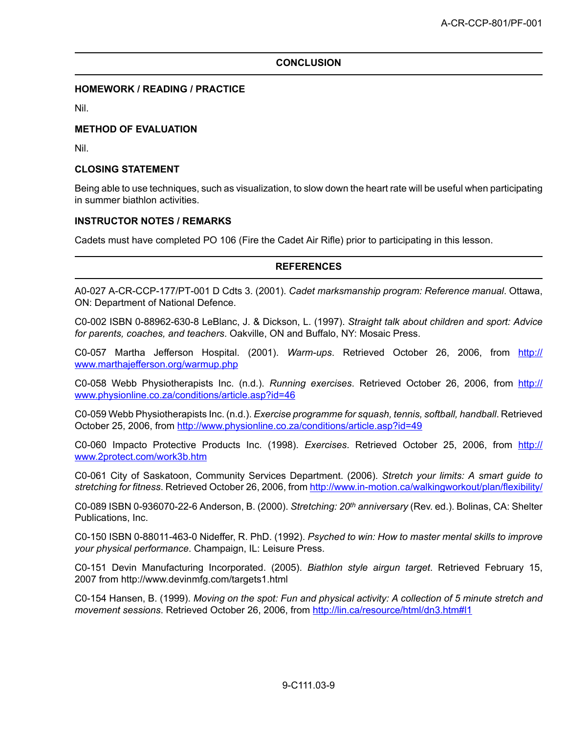## CONCLUSION

### HOMEWORK / READING / PRACTICE

Nil.

### METHOD OF EVALUATION

Nil.

### CLOSING STATEMENT

Being able to use techniques, such as visualization, to slow down the heart rate will be useful when participating in summer biathlon activities.

### INSTRUCTOR NOTES / REMARKS

Cadets must have completed PO 106 (Fire the Cadet Air Rifle) prior to participating in this lesson.

## REFERENCES

A0-027 A-CR-CCP-177/PT-001 D Cdts 3. (2001). *Cadet marksmanship program: Reference manual*. Ottawa, ON: Department of National Defence.

C0-002 ISBN 0-88962-630-8 LeBlanc, J. & Dickson, L. (1997). *Straight talk about children and sport: Advice for parents, coaches, and teachers*. Oakville, ON and Buffalo, NY: Mosaic Press.

C0-057 Martha Jefferson Hospital. (2001). *Warm-ups*. Retrieved October 26, 2006, from http://www.marthajefferson.org/warmup.php

C0-058 Webb Physiotherapists Inc. (n.d.). *Running exercises*. Retrieved October 26, 2006, from http://www.physionline.co.za/conditions/article.asp?id=46

C0-059 Webb Physiotherapists Inc. (n.d.). *Exercise programme for squash, tennis, softball, handball*. Retrieved October 25, 2006, from http://www.physionline.co.za/conditions/article.asp?id=49

C0-060 Impacto Protective Products Inc. (1998). *Exercises*. Retrieved October 25, 2006, from http://www.2protect.com/work3b.htm

C0-061 City of Saskatoon, Community Services Department. (2006). *Stretch your limits: A smart guide to stretching for fitness*. Retrieved October 26, 2006, from http://www.in-motion.ca/walkingworkout/plan/flexibility/

C0-089 ISBN 0-936070-22-6 Anderson, B. (2000). *Stretching: 20th anniversary* (Rev. ed.). Bolinas, CA: Shelter Publications, Inc.

C0-150 ISBN 0-88011-463-0 Nideffer, R. PhD. (1992). *Psyched to win: How to master mental skills to improve your physical performance*. Champaign, IL: Leisure Press.

C0-151 Devin Manufacturing Incorporated. (2005). *Biathlon style airgun target*. Retrieved February 15, 2007 from http://www.devinmfg.com/targets1.html

C0-154 Hansen, B. (1999). *Moving on the spot: Fun and physical activity: A collection of 5 minute stretch and movement sessions*. Retrieved October 26, 2006, from http://lin.ca/resource/html/dn3.htm#l1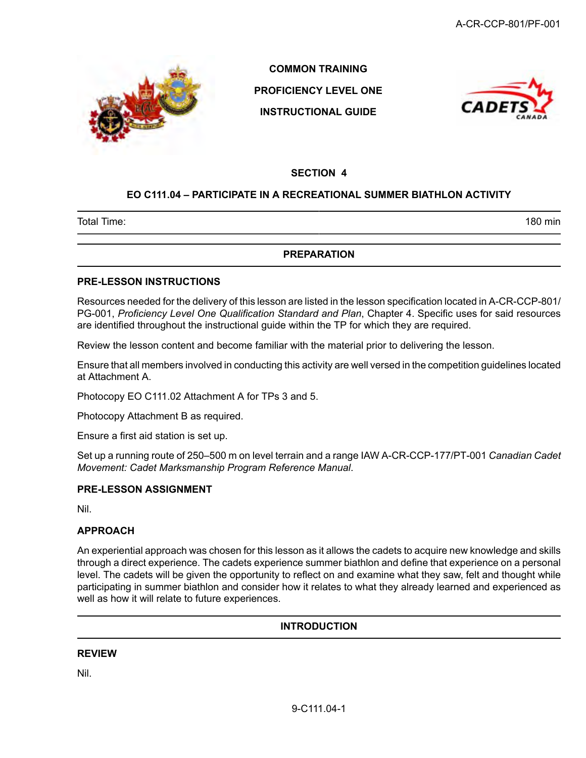**COMMON TRAINING**

**PROFICIENCY LEVEL ONE**

**INSTRUCTIONAL GUIDE**

**SECTION 4**

## EO C111.04 – PARTICIPATE IN A RECREATIONAL SUMMER BIATHLON ACTIVITY

| Total Time: | 180 min |
|---|---|

## PREPARATION

### PRE-LESSON INSTRUCTIONS

Resources needed for the delivery of this lesson are listed in the lesson specification located in A-CR-CCP-801/PG-001, *Proficiency Level One Qualification Standard and Plan*, Chapter 4. Specific uses for said resources are identified throughout the instructional guide within the TP for which they are required.

Review the lesson content and become familiar with the material prior to delivering the lesson.

Ensure that all members involved in conducting this activity are well versed in the competition guidelines located at Attachment A.

Photocopy EO C111.02 Attachment A for TPs 3 and 5.

Photocopy Attachment B as required.

Ensure a first aid station is set up.

Set up a running route of 250–500 m on level terrain and a range IAW A-CR-CCP-177/PT-001 *Canadian Cadet Movement: Cadet Marksmanship Program Reference Manual*.

### PRE-LESSON ASSIGNMENT

Nil.

### APPROACH

An experiential approach was chosen for this lesson as it allows the cadets to acquire new knowledge and skills through a direct experience. The cadets experience summer biathlon and define that experience on a personal level. The cadets will be given the opportunity to reflect on and examine what they saw, felt and thought while participating in summer biathlon and consider how it relates to what they already learned and experienced as well as how it will relate to future experiences.

## INTRODUCTION

### REVIEW

Nil.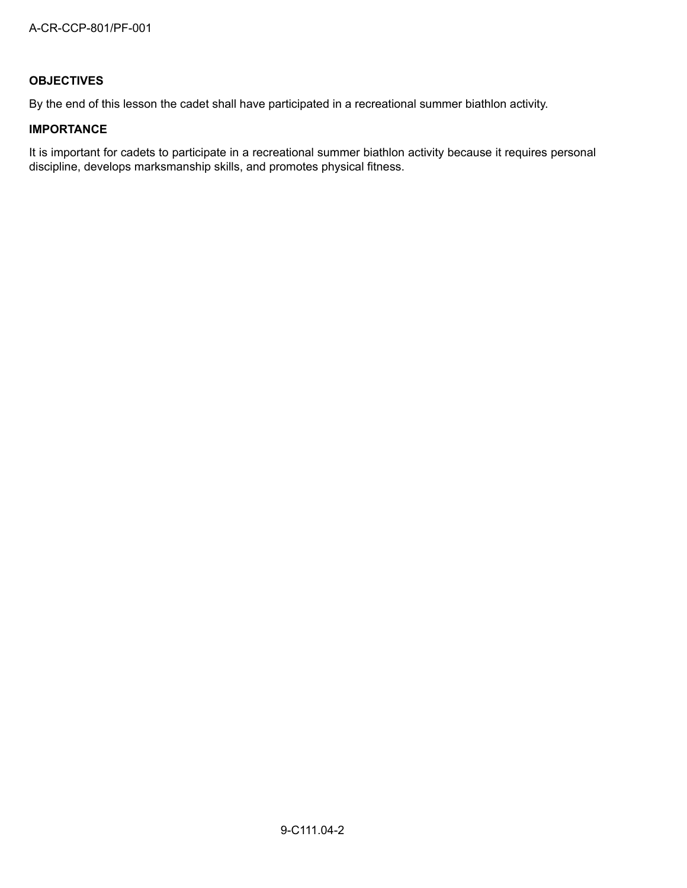**OBJECTIVES**

By the end of this lesson the cadet shall have participated in a recreational summer biathlon activity.

**IMPORTANCE**

It is important for cadets to participate in a recreational summer biathlon activity because it requires personal discipline, develops marksmanship skills, and promotes physical fitness.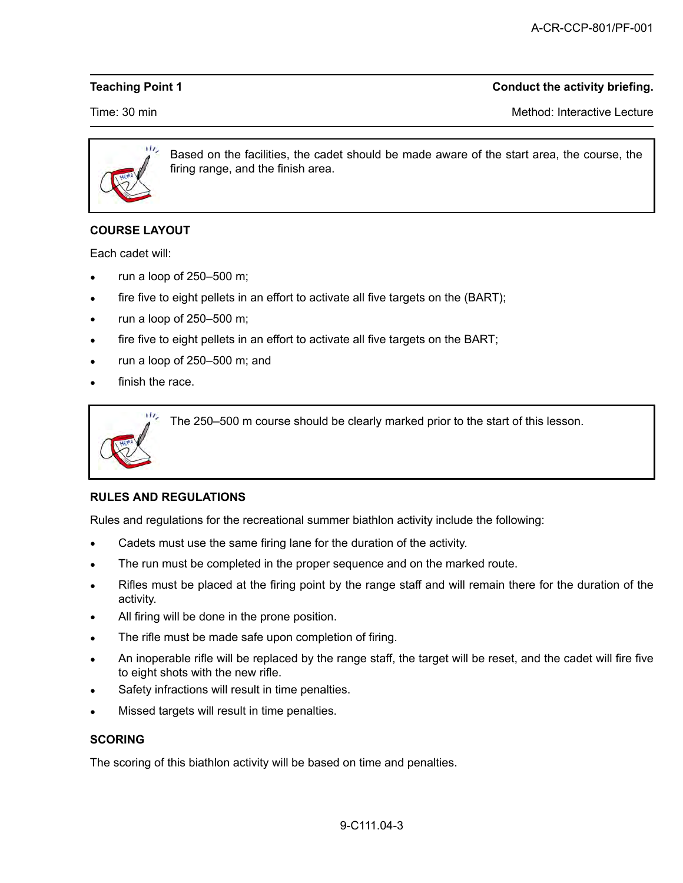| **Teaching Point 1** | **Conduct the activity briefing.** |
|---|---|
| Time: 30 min | Method: Interactive Lecture |

> Based on the facilities, the cadet should be made aware of the start area, the course, the firing range, and the finish area.

**COURSE LAYOUT**

Each cadet will:

- run a loop of 250–500 m;
- fire five to eight pellets in an effort to activate all five targets on the (BART);
- run a loop of 250–500 m;
- fire five to eight pellets in an effort to activate all five targets on the BART;
- run a loop of 250–500 m; and
- finish the race.

> The 250–500 m course should be clearly marked prior to the start of this lesson.

**RULES AND REGULATIONS**

Rules and regulations for the recreational summer biathlon activity include the following:

- Cadets must use the same firing lane for the duration of the activity.
- The run must be completed in the proper sequence and on the marked route.
- Rifles must be placed at the firing point by the range staff and will remain there for the duration of the activity.
- All firing will be done in the prone position.
- The rifle must be made safe upon completion of firing.
- An inoperable rifle will be replaced by the range staff, the target will be reset, and the cadet will fire five to eight shots with the new rifle.
- Safety infractions will result in time penalties.
- Missed targets will result in time penalties.

**SCORING**

The scoring of this biathlon activity will be based on time and penalties.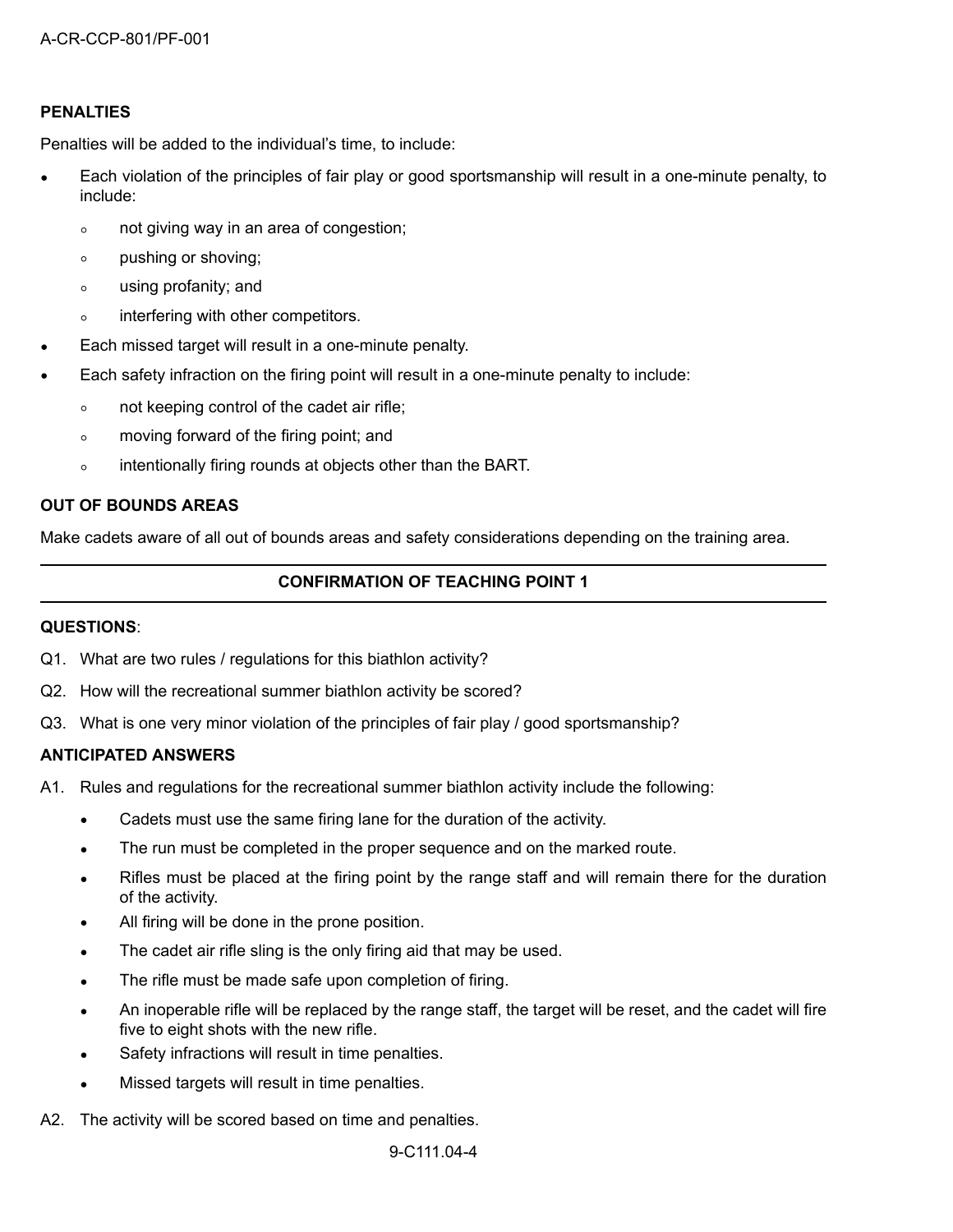**PENALTIES**

Penalties will be added to the individual's time, to include:

- Each violation of the principles of fair play or good sportsmanship will result in a one-minute penalty, to include:
  - not giving way in an area of congestion;
  - pushing or shoving;
  - using profanity; and
  - interfering with other competitors.
- Each missed target will result in a one-minute penalty.
- Each safety infraction on the firing point will result in a one-minute penalty to include:
  - not keeping control of the cadet air rifle;
  - moving forward of the firing point; and
  - intentionally firing rounds at objects other than the BART.

**OUT OF BOUNDS AREAS**

Make cadets aware of all out of bounds areas and safety considerations depending on the training area.

---

**CONFIRMATION OF TEACHING POINT 1**

---

**QUESTIONS**:

Q1. What are two rules / regulations for this biathlon activity?

Q2. How will the recreational summer biathlon activity be scored?

Q3. What is one very minor violation of the principles of fair play / good sportsmanship?

**ANTICIPATED ANSWERS**

A1. Rules and regulations for the recreational summer biathlon activity include the following:

- Cadets must use the same firing lane for the duration of the activity.
- The run must be completed in the proper sequence and on the marked route.
- Rifles must be placed at the firing point by the range staff and will remain there for the duration of the activity.
- All firing will be done in the prone position.
- The cadet air rifle sling is the only firing aid that may be used.
- The rifle must be made safe upon completion of firing.
- An inoperable rifle will be replaced by the range staff, the target will be reset, and the cadet will fire five to eight shots with the new rifle.
- Safety infractions will result in time penalties.
- Missed targets will result in time penalties.

A2. The activity will be scored based on time and penalties.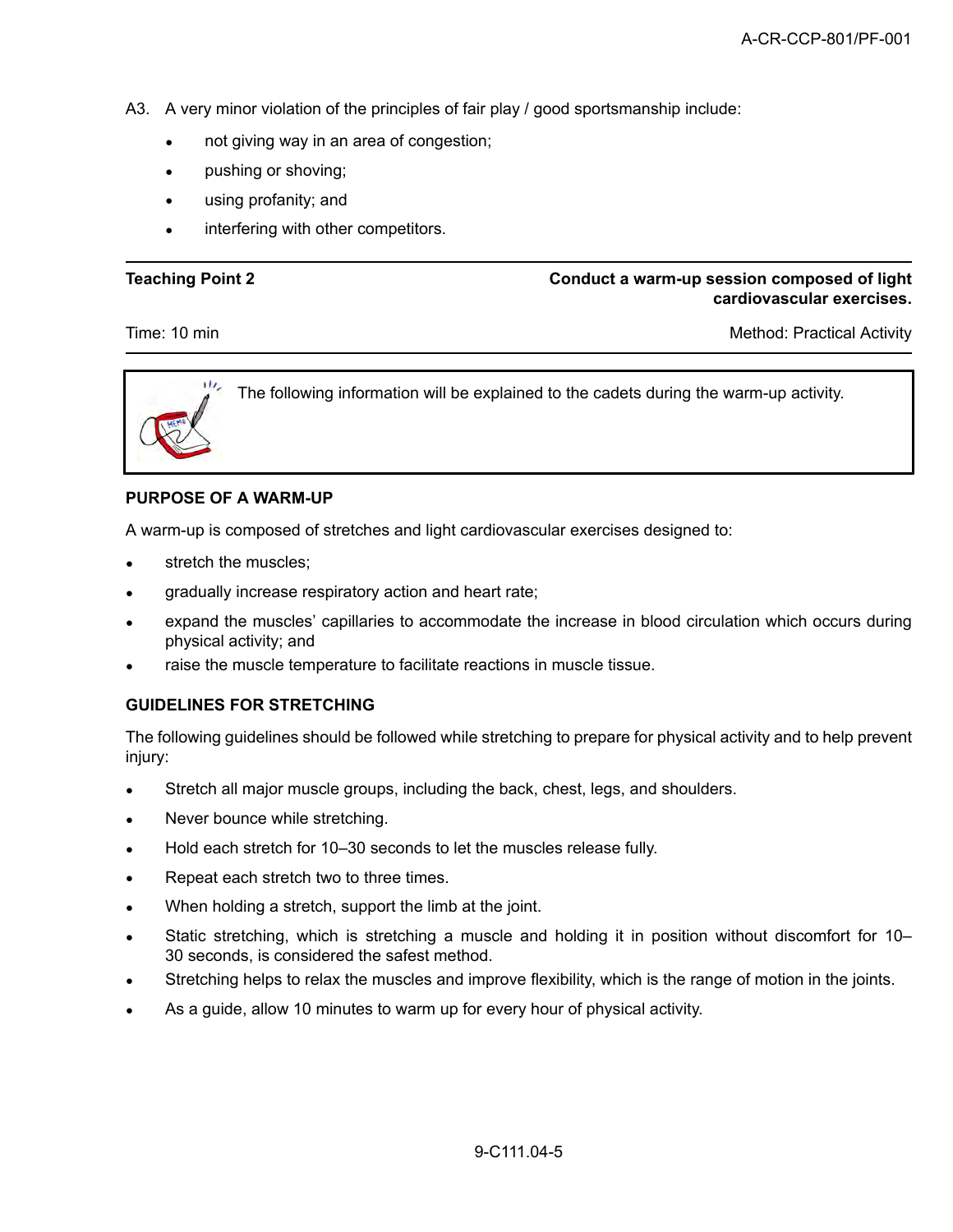A3. A very minor violation of the principles of fair play / good sportsmanship include:

- not giving way in an area of congestion;
- pushing or shoving;
- using profanity; and
- interfering with other competitors.

---

**Teaching Point 2** — **Conduct a warm-up session composed of light cardiovascular exercises.**

Time: 10 min — Method: Practical Activity

---

> The following information will be explained to the cadets during the warm-up activity.

**PURPOSE OF A WARM-UP**

A warm-up is composed of stretches and light cardiovascular exercises designed to:

- stretch the muscles;
- gradually increase respiratory action and heart rate;
- expand the muscles' capillaries to accommodate the increase in blood circulation which occurs during physical activity; and
- raise the muscle temperature to facilitate reactions in muscle tissue.

**GUIDELINES FOR STRETCHING**

The following guidelines should be followed while stretching to prepare for physical activity and to help prevent injury:

- Stretch all major muscle groups, including the back, chest, legs, and shoulders.
- Never bounce while stretching.
- Hold each stretch for 10–30 seconds to let the muscles release fully.
- Repeat each stretch two to three times.
- When holding a stretch, support the limb at the joint.
- Static stretching, which is stretching a muscle and holding it in position without discomfort for 10–30 seconds, is considered the safest method.
- Stretching helps to relax the muscles and improve flexibility, which is the range of motion in the joints.
- As a guide, allow 10 minutes to warm up for every hour of physical activity.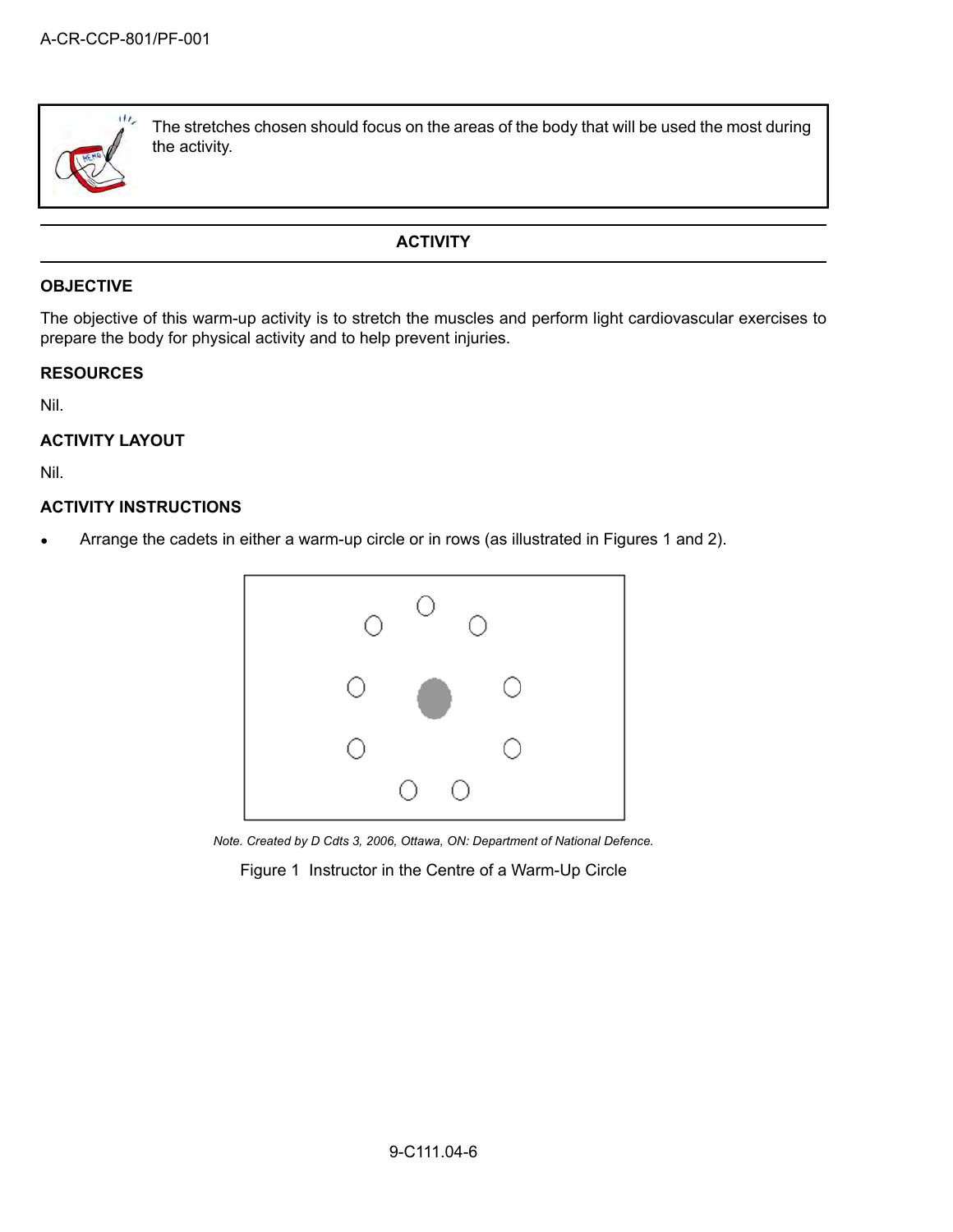The stretches chosen should focus on the areas of the body that will be used the most during the activity.

## ACTIVITY

### OBJECTIVE

The objective of this warm-up activity is to stretch the muscles and perform light cardiovascular exercises to prepare the body for physical activity and to help prevent injuries.

### RESOURCES

Nil.

### ACTIVITY LAYOUT

Nil.

### ACTIVITY INSTRUCTIONS

- Arrange the cadets in either a warm-up circle or in rows (as illustrated in Figures 1 and 2).

*Note. Created by D Cdts 3, 2006, Ottawa, ON: Department of National Defence.*

Figure 1 Instructor in the Centre of a Warm-Up Circle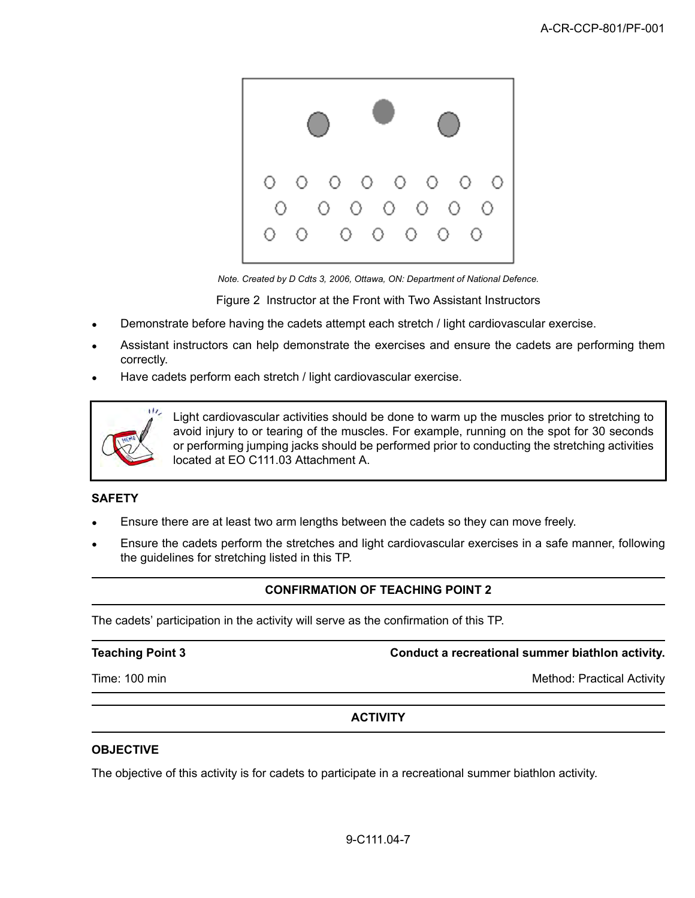*Note. Created by D Cdts 3, 2006, Ottawa, ON: Department of National Defence.*

Figure 2 Instructor at the Front with Two Assistant Instructors

- Demonstrate before having the cadets attempt each stretch / light cardiovascular exercise.
- Assistant instructors can help demonstrate the exercises and ensure the cadets are performing them correctly.
- Have cadets perform each stretch / light cardiovascular exercise.

> Light cardiovascular activities should be done to warm up the muscles prior to stretching to avoid injury to or tearing of the muscles. For example, running on the spot for 30 seconds or performing jumping jacks should be performed prior to conducting the stretching activities located at EO C111.03 Attachment A.

**SAFETY**

- Ensure there are at least two arm lengths between the cadets so they can move freely.
- Ensure the cadets perform the stretches and light cardiovascular exercises in a safe manner, following the guidelines for stretching listed in this TP.

**CONFIRMATION OF TEACHING POINT 2**

The cadets' participation in the activity will serve as the confirmation of this TP.

| **Teaching Point 3** | **Conduct a recreational summer biathlon activity.** |
|---|---|
| Time: 100 min | Method: Practical Activity |

**ACTIVITY**

**OBJECTIVE**

The objective of this activity is for cadets to participate in a recreational summer biathlon activity.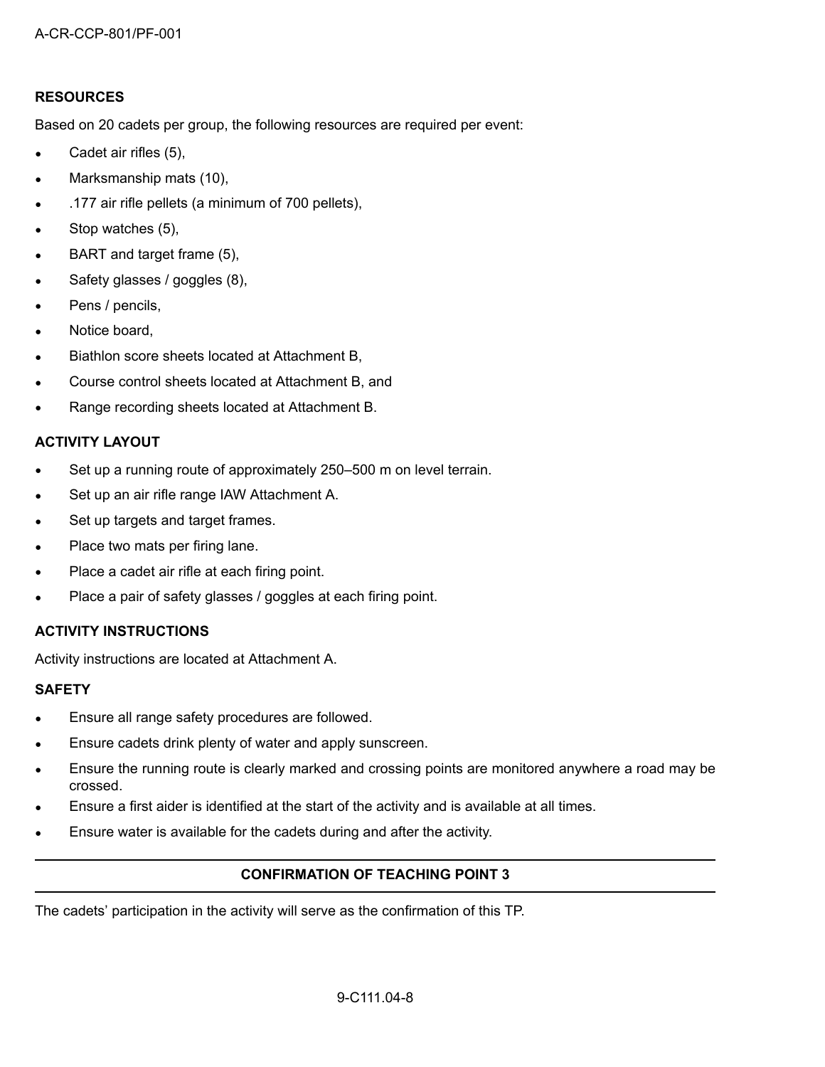**RESOURCES**

Based on 20 cadets per group, the following resources are required per event:

- Cadet air rifles (5),
- Marksmanship mats (10),
- .177 air rifle pellets (a minimum of 700 pellets),
- Stop watches (5),
- BART and target frame (5),
- Safety glasses / goggles (8),
- Pens / pencils,
- Notice board,
- Biathlon score sheets located at Attachment B,
- Course control sheets located at Attachment B, and
- Range recording sheets located at Attachment B.

**ACTIVITY LAYOUT**

- Set up a running route of approximately 250–500 m on level terrain.
- Set up an air rifle range IAW Attachment A.
- Set up targets and target frames.
- Place two mats per firing lane.
- Place a cadet air rifle at each firing point.
- Place a pair of safety glasses / goggles at each firing point.

**ACTIVITY INSTRUCTIONS**

Activity instructions are located at Attachment A.

**SAFETY**

- Ensure all range safety procedures are followed.
- Ensure cadets drink plenty of water and apply sunscreen.
- Ensure the running route is clearly marked and crossing points are monitored anywhere a road may be crossed.
- Ensure a first aider is identified at the start of the activity and is available at all times.
- Ensure water is available for the cadets during and after the activity.

---

**CONFIRMATION OF TEACHING POINT 3**

---

The cadets' participation in the activity will serve as the confirmation of this TP.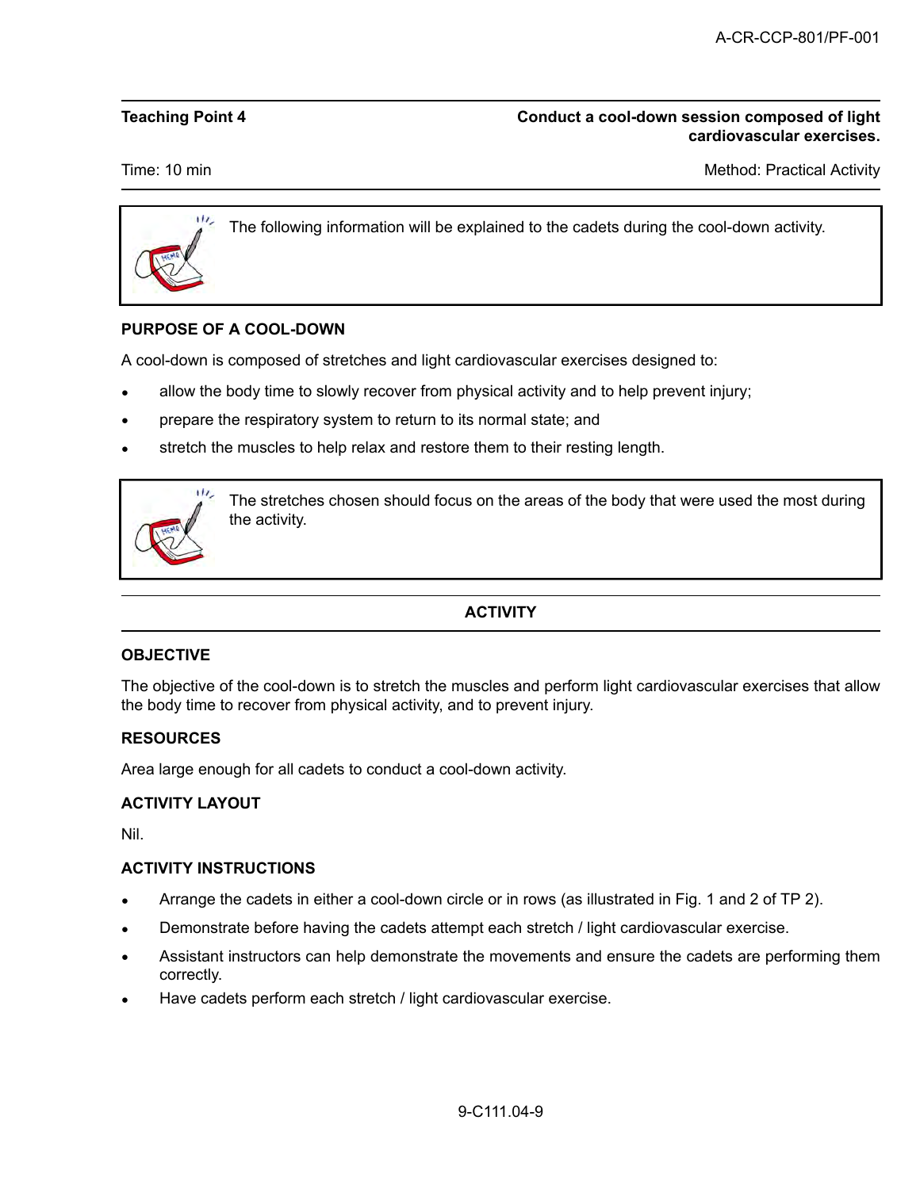| Teaching Point 4 | Conduct a cool-down session composed of light cardiovascular exercises. |
|---|---|
| Time: 10 min | Method: Practical Activity |

> The following information will be explained to the cadets during the cool-down activity.

**PURPOSE OF A COOL-DOWN**

A cool-down is composed of stretches and light cardiovascular exercises designed to:

- allow the body time to slowly recover from physical activity and to help prevent injury;
- prepare the respiratory system to return to its normal state; and
- stretch the muscles to help relax and restore them to their resting length.

> The stretches chosen should focus on the areas of the body that were used the most during the activity.

## ACTIVITY

**OBJECTIVE**

The objective of the cool-down is to stretch the muscles and perform light cardiovascular exercises that allow the body time to recover from physical activity, and to prevent injury.

**RESOURCES**

Area large enough for all cadets to conduct a cool-down activity.

**ACTIVITY LAYOUT**

Nil.

**ACTIVITY INSTRUCTIONS**

- Arrange the cadets in either a cool-down circle or in rows (as illustrated in Fig. 1 and 2 of TP 2).
- Demonstrate before having the cadets attempt each stretch / light cardiovascular exercise.
- Assistant instructors can help demonstrate the movements and ensure the cadets are performing them correctly.
- Have cadets perform each stretch / light cardiovascular exercise.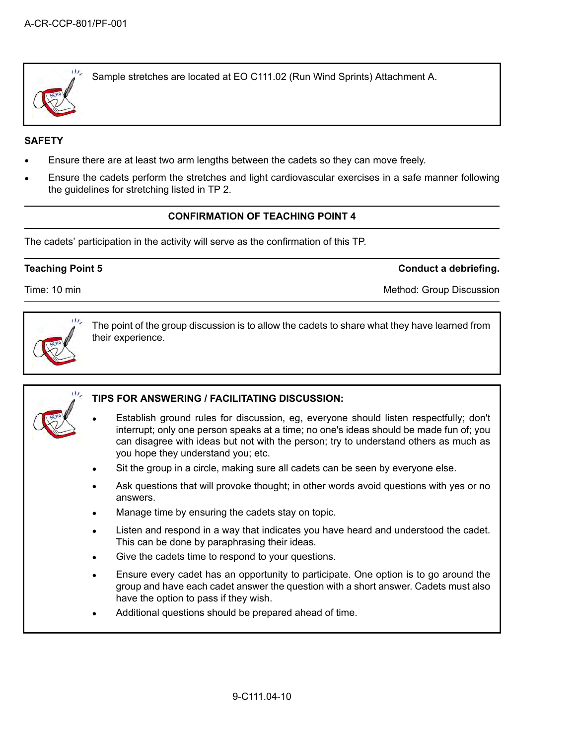Sample stretches are located at EO C111.02 (Run Wind Sprints) Attachment A.

**SAFETY**

- Ensure there are at least two arm lengths between the cadets so they can move freely.
- Ensure the cadets perform the stretches and light cardiovascular exercises in a safe manner following the guidelines for stretching listed in TP 2.

**CONFIRMATION OF TEACHING POINT 4**

The cadets' participation in the activity will serve as the confirmation of this TP.

| **Teaching Point 5** | **Conduct a debriefing.** |
|---|---|
| Time: 10 min | Method: Group Discussion |

The point of the group discussion is to allow the cadets to share what they have learned from their experience.

**TIPS FOR ANSWERING / FACILITATING DISCUSSION:**

- Establish ground rules for discussion, eg, everyone should listen respectfully; don't interrupt; only one person speaks at a time; no one's ideas should be made fun of; you can disagree with ideas but not with the person; try to understand others as much as you hope they understand you; etc.
- Sit the group in a circle, making sure all cadets can be seen by everyone else.
- Ask questions that will provoke thought; in other words avoid questions with yes or no answers.
- Manage time by ensuring the cadets stay on topic.
- Listen and respond in a way that indicates you have heard and understood the cadet. This can be done by paraphrasing their ideas.
- Give the cadets time to respond to your questions.
- Ensure every cadet has an opportunity to participate. One option is to go around the group and have each cadet answer the question with a short answer. Cadets must also have the option to pass if they wish.
- Additional questions should be prepared ahead of time.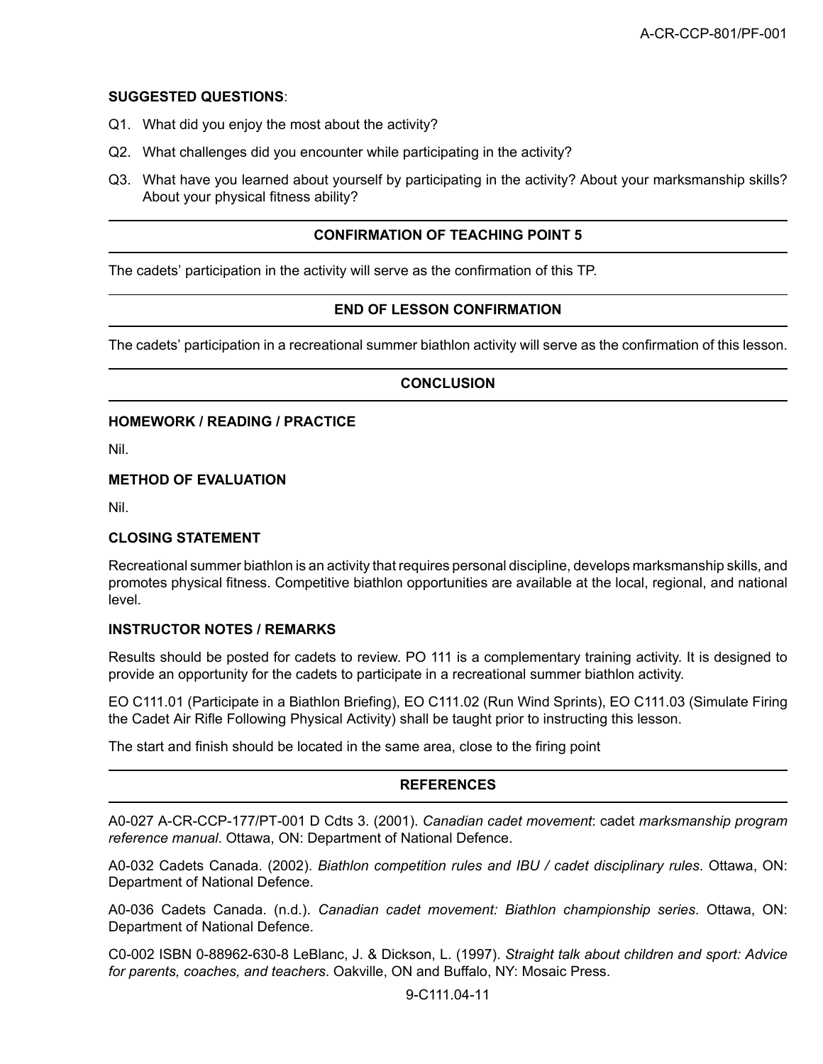**SUGGESTED QUESTIONS**:

Q1. What did you enjoy the most about the activity?

Q2. What challenges did you encounter while participating in the activity?

Q3. What have you learned about yourself by participating in the activity? About your marksmanship skills? About your physical fitness ability?

## CONFIRMATION OF TEACHING POINT 5

The cadets' participation in the activity will serve as the confirmation of this TP.

## END OF LESSON CONFIRMATION

The cadets' participation in a recreational summer biathlon activity will serve as the confirmation of this lesson.

## CONCLUSION

### HOMEWORK / READING / PRACTICE

Nil.

### METHOD OF EVALUATION

Nil.

### CLOSING STATEMENT

Recreational summer biathlon is an activity that requires personal discipline, develops marksmanship skills, and promotes physical fitness. Competitive biathlon opportunities are available at the local, regional, and national level.

### INSTRUCTOR NOTES / REMARKS

Results should be posted for cadets to review. PO 111 is a complementary training activity. It is designed to provide an opportunity for the cadets to participate in a recreational summer biathlon activity.

EO C111.01 (Participate in a Biathlon Briefing), EO C111.02 (Run Wind Sprints), EO C111.03 (Simulate Firing the Cadet Air Rifle Following Physical Activity) shall be taught prior to instructing this lesson.

The start and finish should be located in the same area, close to the firing point

## REFERENCES

A0-027 A-CR-CCP-177/PT-001 D Cdts 3. (2001). *Canadian cadet movement*: cadet *marksmanship program reference manual*. Ottawa, ON: Department of National Defence.

A0-032 Cadets Canada. (2002). *Biathlon competition rules and IBU / cadet disciplinary rules*. Ottawa, ON: Department of National Defence.

A0-036 Cadets Canada. (n.d.). *Canadian cadet movement: Biathlon championship series*. Ottawa, ON: Department of National Defence.

C0-002 ISBN 0-88962-630-8 LeBlanc, J. & Dickson, L. (1997). *Straight talk about children and sport: Advice for parents, coaches, and teachers*. Oakville, ON and Buffalo, NY: Mosaic Press.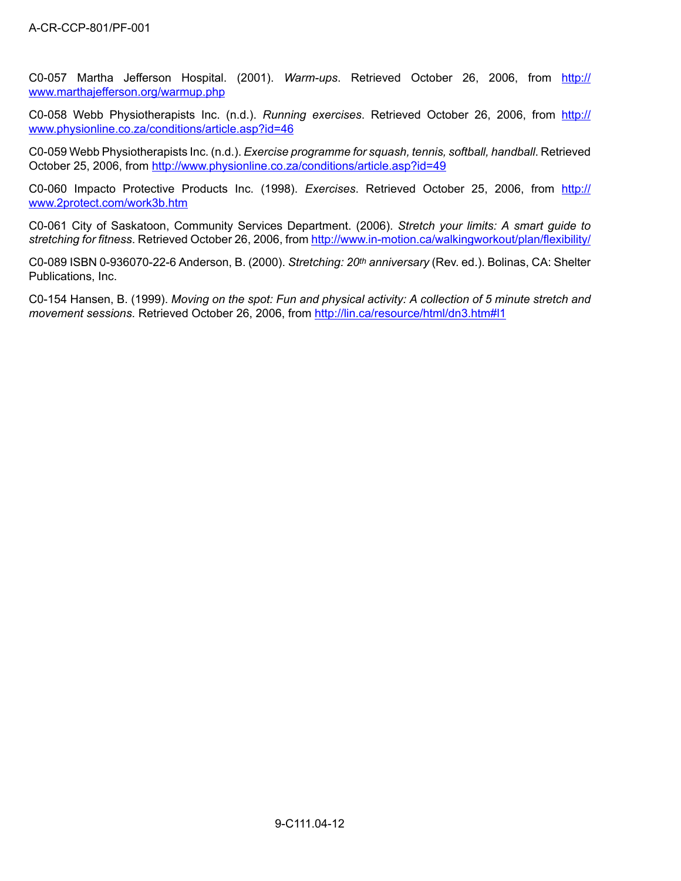C0-057 Martha Jefferson Hospital. (2001). *Warm-ups*. Retrieved October 26, 2006, from http://www.marthajefferson.org/warmup.php

C0-058 Webb Physiotherapists Inc. (n.d.). *Running exercises*. Retrieved October 26, 2006, from http://www.physionline.co.za/conditions/article.asp?id=46

C0-059 Webb Physiotherapists Inc. (n.d.). *Exercise programme for squash, tennis, softball, handball*. Retrieved October 25, 2006, from http://www.physionline.co.za/conditions/article.asp?id=49

C0-060 Impacto Protective Products Inc. (1998). *Exercises*. Retrieved October 25, 2006, from http://www.2protect.com/work3b.htm

C0-061 City of Saskatoon, Community Services Department. (2006). *Stretch your limits: A smart guide to stretching for fitness*. Retrieved October 26, 2006, from http://www.in-motion.ca/walkingworkout/plan/flexibility/

C0-089 ISBN 0-936070-22-6 Anderson, B. (2000). *Stretching: 20th anniversary* (Rev. ed.). Bolinas, CA: Shelter Publications, Inc.

C0-154 Hansen, B. (1999). *Moving on the spot: Fun and physical activity: A collection of 5 minute stretch and movement sessions*. Retrieved October 26, 2006, from http://lin.ca/resource/html/dn3.htm#l1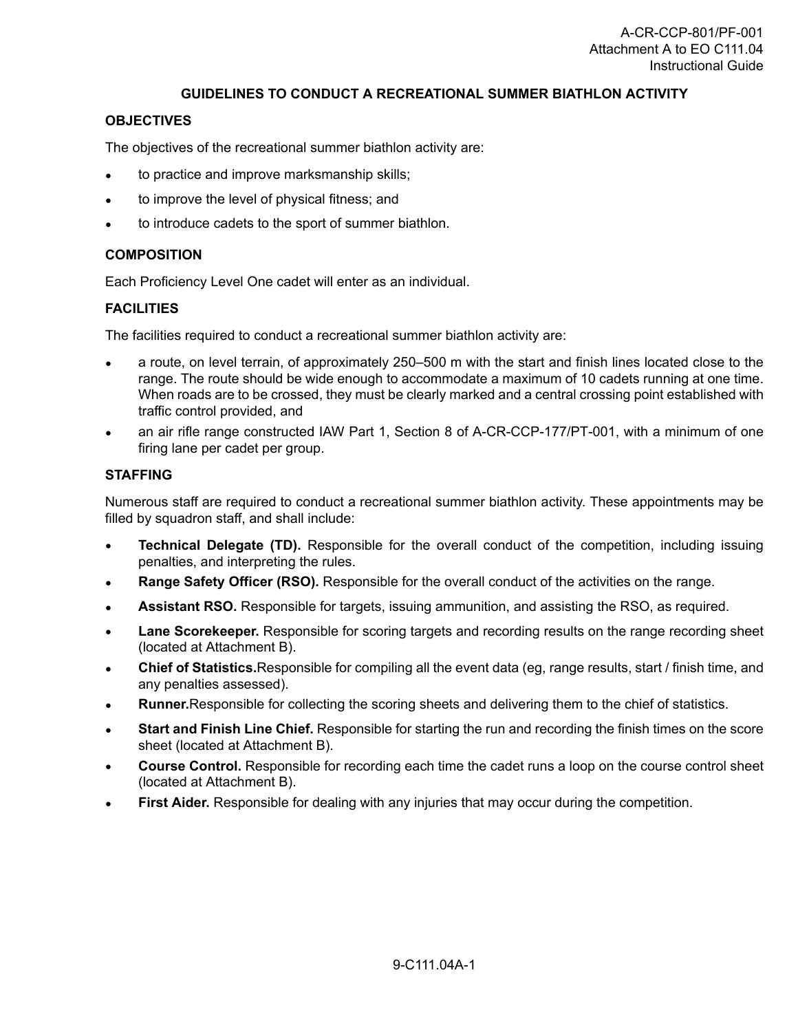# GUIDELINES TO CONDUCT A RECREATIONAL SUMMER BIATHLON ACTIVITY

## OBJECTIVES

The objectives of the recreational summer biathlon activity are:

- to practice and improve marksmanship skills;
- to improve the level of physical fitness; and
- to introduce cadets to the sport of summer biathlon.

## COMPOSITION

Each Proficiency Level One cadet will enter as an individual.

## FACILITIES

The facilities required to conduct a recreational summer biathlon activity are:

- a route, on level terrain, of approximately 250–500 m with the start and finish lines located close to the range. The route should be wide enough to accommodate a maximum of 10 cadets running at one time. When roads are to be crossed, they must be clearly marked and a central crossing point established with traffic control provided, and
- an air rifle range constructed IAW Part 1, Section 8 of A-CR-CCP-177/PT-001, with a minimum of one firing lane per cadet per group.

## STAFFING

Numerous staff are required to conduct a recreational summer biathlon activity. These appointments may be filled by squadron staff, and shall include:

- **Technical Delegate (TD).** Responsible for the overall conduct of the competition, including issuing penalties, and interpreting the rules.
- **Range Safety Officer (RSO).** Responsible for the overall conduct of the activities on the range.
- **Assistant RSO.** Responsible for targets, issuing ammunition, and assisting the RSO, as required.
- **Lane Scorekeeper.** Responsible for scoring targets and recording results on the range recording sheet (located at Attachment B).
- **Chief of Statistics.**Responsible for compiling all the event data (eg, range results, start / finish time, and any penalties assessed).
- **Runner.**Responsible for collecting the scoring sheets and delivering them to the chief of statistics.
- **Start and Finish Line Chief.** Responsible for starting the run and recording the finish times on the score sheet (located at Attachment B).
- **Course Control.** Responsible for recording each time the cadet runs a loop on the course control sheet (located at Attachment B).
- **First Aider.** Responsible for dealing with any injuries that may occur during the competition.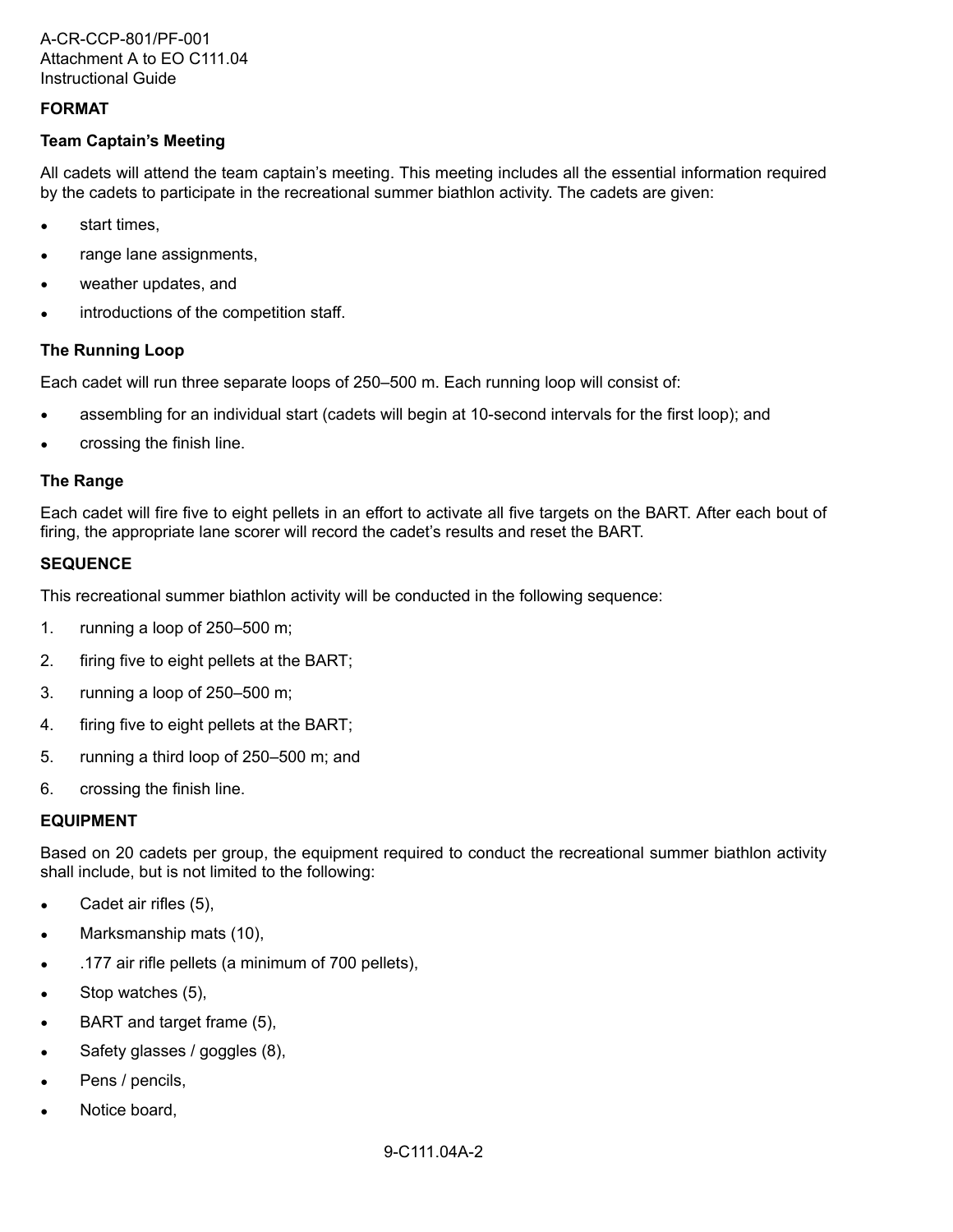## FORMAT

### Team Captain's Meeting

All cadets will attend the team captain's meeting. This meeting includes all the essential information required by the cadets to participate in the recreational summer biathlon activity. The cadets are given:

- start times,
- range lane assignments,
- weather updates, and
- introductions of the competition staff.

### The Running Loop

Each cadet will run three separate loops of 250–500 m. Each running loop will consist of:

- assembling for an individual start (cadets will begin at 10-second intervals for the first loop); and
- crossing the finish line.

### The Range

Each cadet will fire five to eight pellets in an effort to activate all five targets on the BART. After each bout of firing, the appropriate lane scorer will record the cadet's results and reset the BART.

## SEQUENCE

This recreational summer biathlon activity will be conducted in the following sequence:

1. running a loop of 250–500 m;
2. firing five to eight pellets at the BART;
3. running a loop of 250–500 m;
4. firing five to eight pellets at the BART;
5. running a third loop of 250–500 m; and
6. crossing the finish line.

## EQUIPMENT

Based on 20 cadets per group, the equipment required to conduct the recreational summer biathlon activity shall include, but is not limited to the following:

- Cadet air rifles (5),
- Marksmanship mats (10),
- .177 air rifle pellets (a minimum of 700 pellets),
- Stop watches (5),
- BART and target frame (5),
- Safety glasses / goggles (8),
- Pens / pencils,
- Notice board,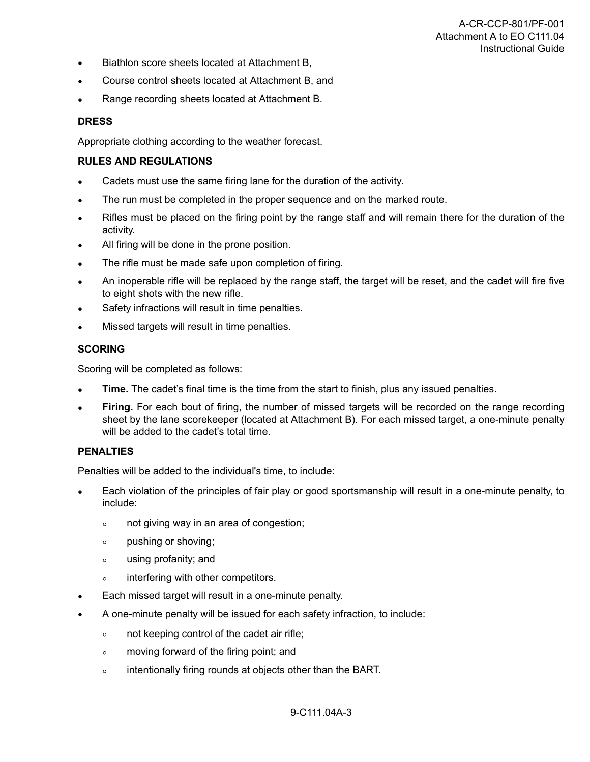- Biathlon score sheets located at Attachment B,
- Course control sheets located at Attachment B, and
- Range recording sheets located at Attachment B.

**DRESS**

Appropriate clothing according to the weather forecast.

**RULES AND REGULATIONS**

- Cadets must use the same firing lane for the duration of the activity.
- The run must be completed in the proper sequence and on the marked route.
- Rifles must be placed on the firing point by the range staff and will remain there for the duration of the activity.
- All firing will be done in the prone position.
- The rifle must be made safe upon completion of firing.
- An inoperable rifle will be replaced by the range staff, the target will be reset, and the cadet will fire five to eight shots with the new rifle.
- Safety infractions will result in time penalties.
- Missed targets will result in time penalties.

**SCORING**

Scoring will be completed as follows:

- **Time.** The cadet's final time is the time from the start to finish, plus any issued penalties.
- **Firing.** For each bout of firing, the number of missed targets will be recorded on the range recording sheet by the lane scorekeeper (located at Attachment B). For each missed target, a one-minute penalty will be added to the cadet's total time.

**PENALTIES**

Penalties will be added to the individual's time, to include:

- Each violation of the principles of fair play or good sportsmanship will result in a one-minute penalty, to include:
  - not giving way in an area of congestion;
  - pushing or shoving;
  - using profanity; and
  - interfering with other competitors.
- Each missed target will result in a one-minute penalty.
- A one-minute penalty will be issued for each safety infraction, to include:
  - not keeping control of the cadet air rifle;
  - moving forward of the firing point; and
  - intentionally firing rounds at objects other than the BART.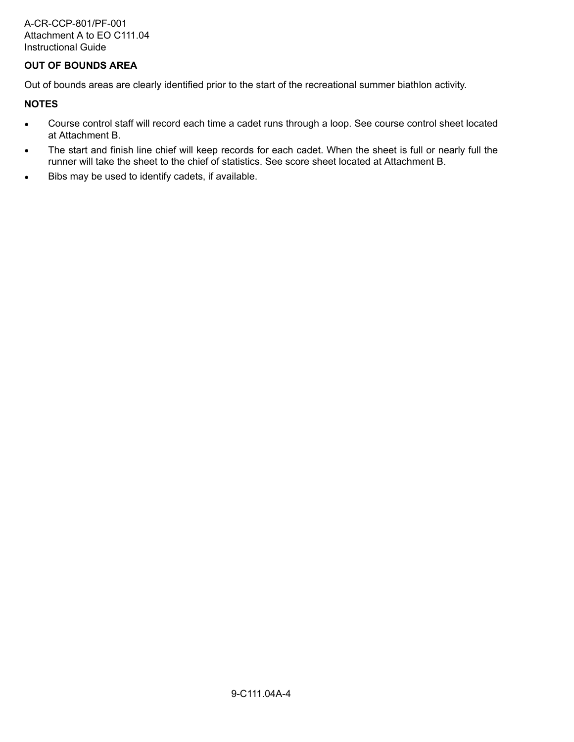**OUT OF BOUNDS AREA**

Out of bounds areas are clearly identified prior to the start of the recreational summer biathlon activity.

**NOTES**

- Course control staff will record each time a cadet runs through a loop. See course control sheet located at Attachment B.
- The start and finish line chief will keep records for each cadet. When the sheet is full or nearly full the runner will take the sheet to the chief of statistics. See score sheet located at Attachment B.
- Bibs may be used to identify cadets, if available.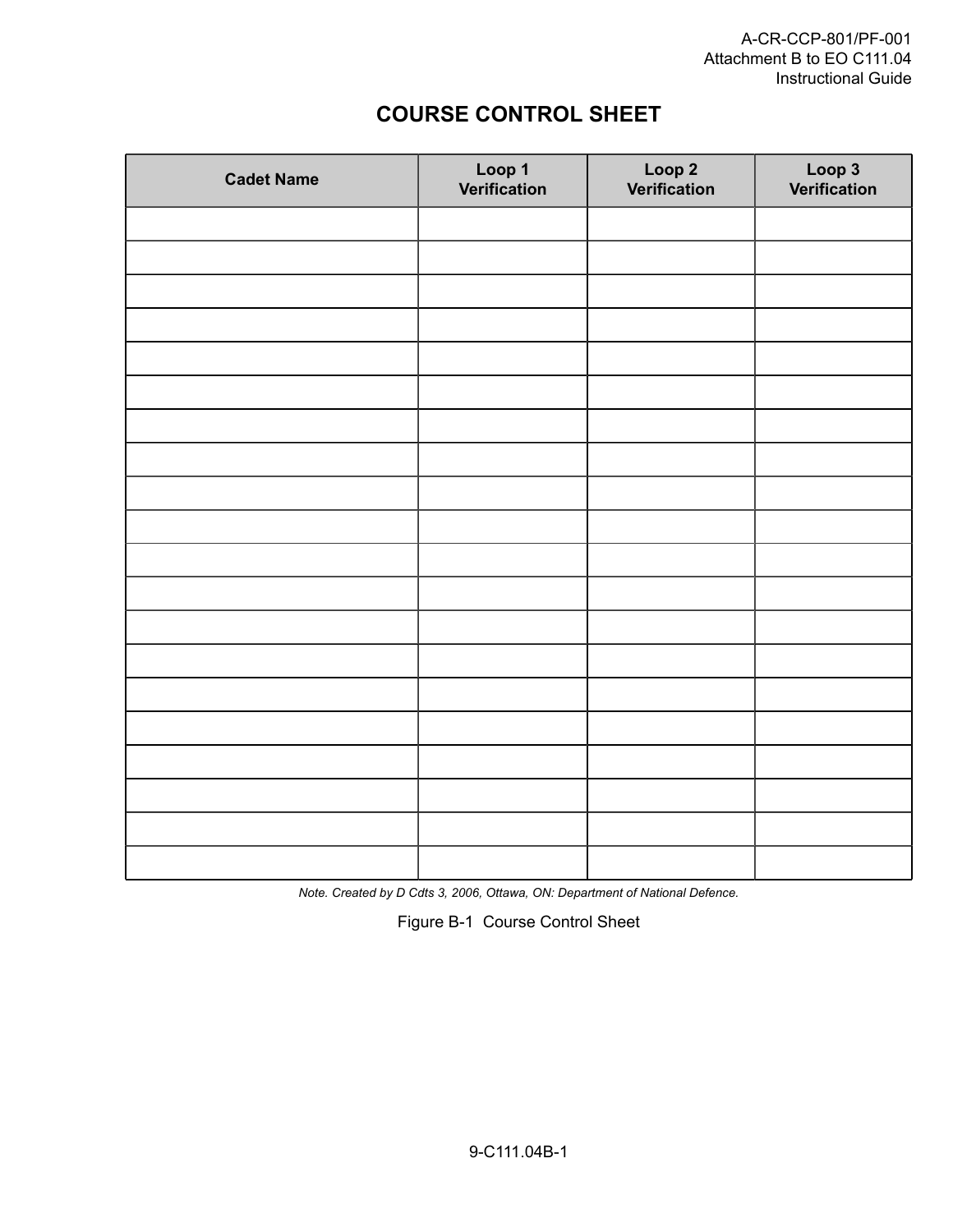# COURSE CONTROL SHEET

| Cadet Name | Loop 1 Verification | Loop 2 Verification | Loop 3 Verification |
|---|---|---|---|
| | | | |
| | | | |
| | | | |
| | | | |
| | | | |
| | | | |
| | | | |
| | | | |
| | | | |
| | | | |
| | | | |
| | | | |
| | | | |
| | | | |
| | | | |
| | | | |
| | | | |
| | | | |
| | | | |
| | | | |

*Note. Created by D Cdts 3, 2006, Ottawa, ON: Department of National Defence.*

Figure B-1 Course Control Sheet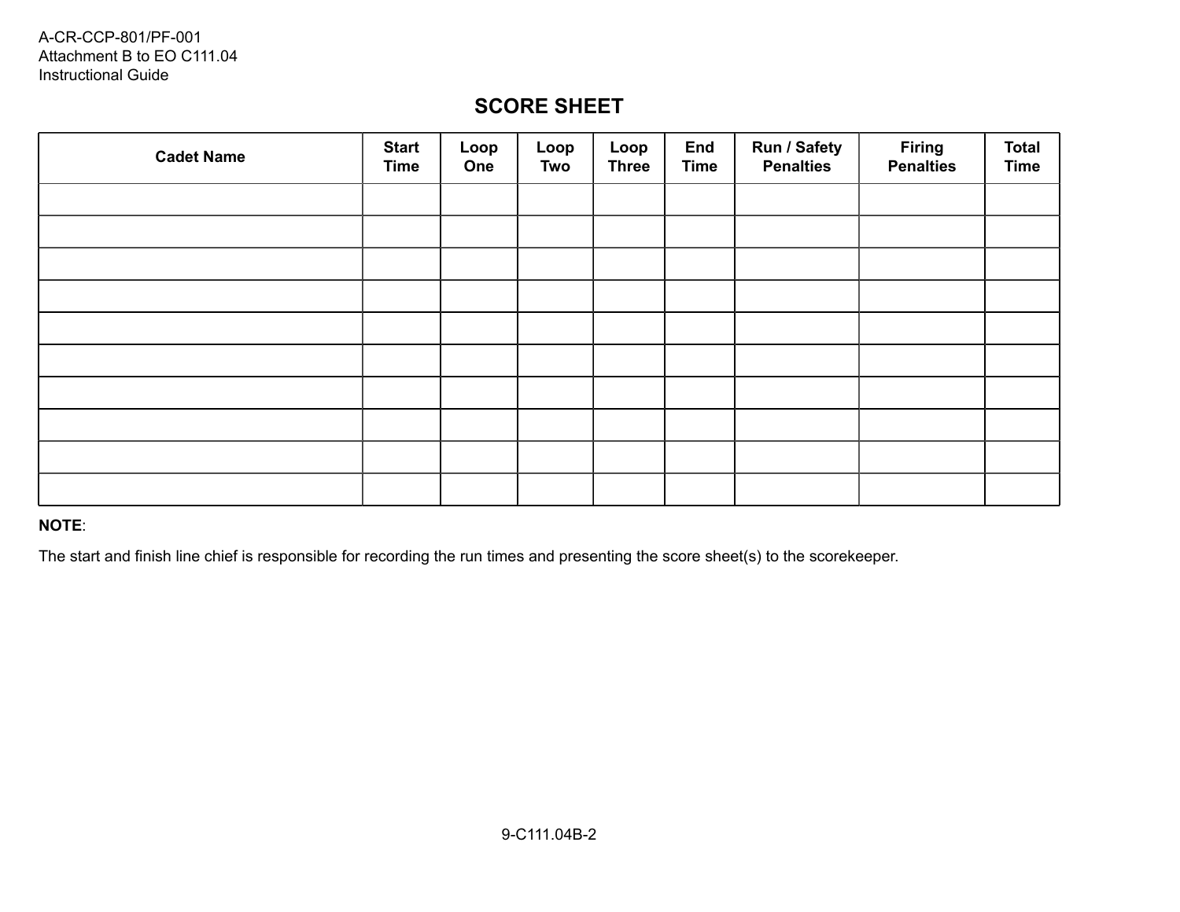# SCORE SHEET

| Cadet Name | Start Time | Loop One | Loop Two | Loop Three | End Time | Run / Safety Penalties | Firing Penalties | Total Time |
|---|---|---|---|---|---|---|---|---|
| | | | | | | | | |
| | | | | | | | | |
| | | | | | | | | |
| | | | | | | | | |
| | | | | | | | | |
| | | | | | | | | |
| | | | | | | | | |
| | | | | | | | | |
| | | | | | | | | |
| | | | | | | | | |

**NOTE**:

The start and finish line chief is responsible for recording the run times and presenting the score sheet(s) to the scorekeeper.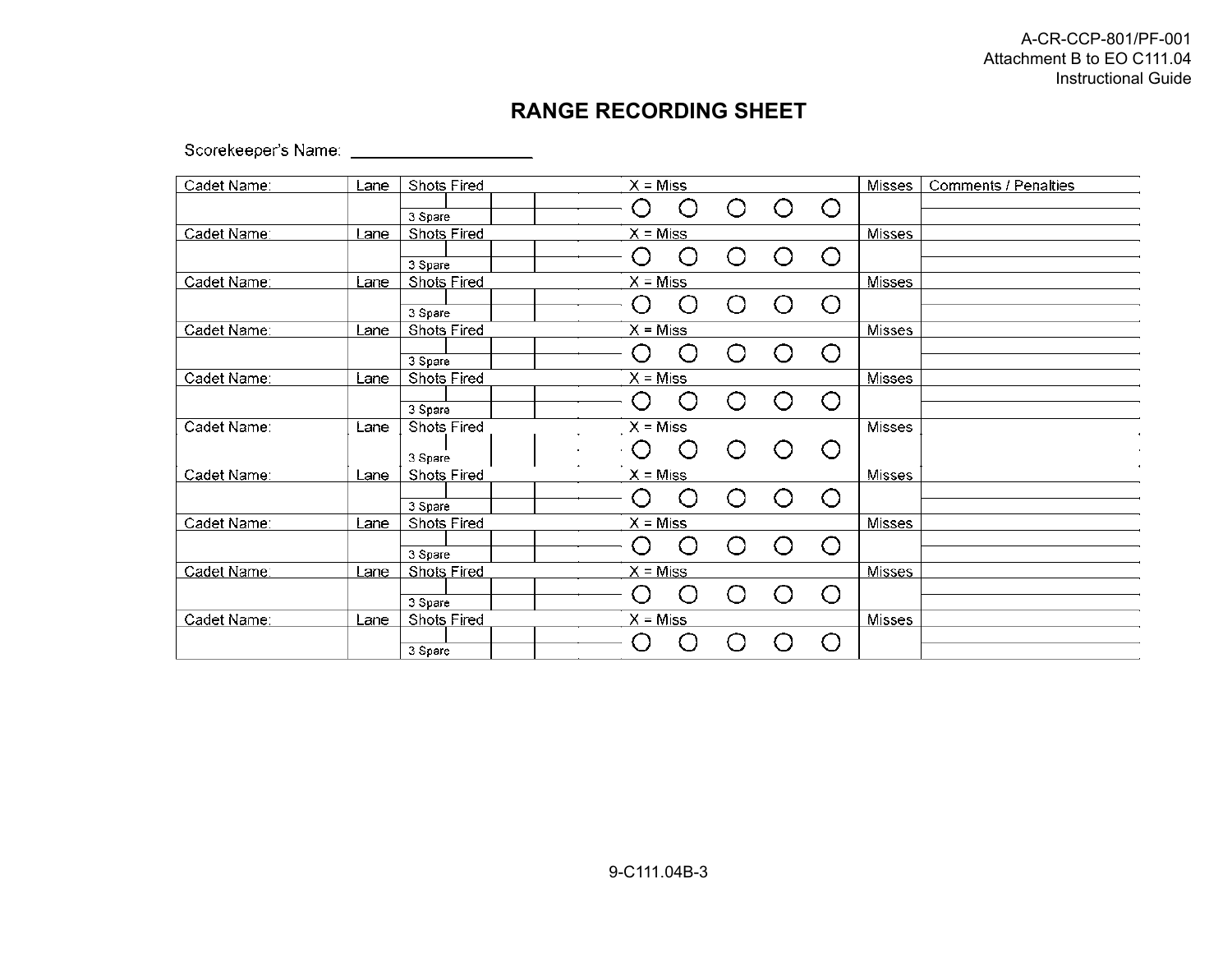# RANGE RECORDING SHEET

Scorekeeper's Name: ____________________

| Cadet Name: | Lane | Shots Fired | | | | X = Miss | | | | | Misses | Comments / Penalties |
|---|---|---|---|---|---|---|---|---|---|---|---|---|
| | | 3 Spare | | | | ○ | ○ | ○ | ○ | ○ | | |
| Cadet Name: | Lane | Shots Fired | | | | X = Miss | | | | | Misses | |
| | | 3 Spare | | | | ○ | ○ | ○ | ○ | ○ | | |
| Cadet Name: | Lane | Shots Fired | | | | X = Miss | | | | | Misses | |
| | | 3 Spare | | | | ○ | ○ | ○ | ○ | ○ | | |
| Cadet Name: | Lane | Shots Fired | | | | X = Miss | | | | | Misses | |
| | | 3 Spare | | | | ○ | ○ | ○ | ○ | ○ | | |
| Cadet Name: | Lane | Shots Fired | | | | X = Miss | | | | | Misses | |
| | | 3 Spare | | | | ○ | ○ | ○ | ○ | ○ | | |
| Cadet Name: | Lane | Shots Fired | | | | X = Miss | | | | | Misses | |
| | | 3 Spare | | | | ○ | ○ | ○ | ○ | ○ | | |
| Cadet Name: | Lane | Shots Fired | | | | X = Miss | | | | | Misses | |
| | | 3 Spare | | | | ○ | ○ | ○ | ○ | ○ | | |
| Cadet Name: | Lane | Shots Fired | | | | X = Miss | | | | | Misses | |
| | | 3 Spare | | | | ○ | ○ | ○ | ○ | ○ | | |
| Cadet Name: | Lane | Shots Fired | | | | X = Miss | | | | | Misses | |
| | | 3 Spare | | | | ○ | ○ | ○ | ○ | ○ | | |
| Cadet Name: | Lane | Shots Fired | | | | X = Miss | | | | | Misses | |
| | | 3 Spare | | | | ○ | ○ | ○ | ○ | ○ | | |